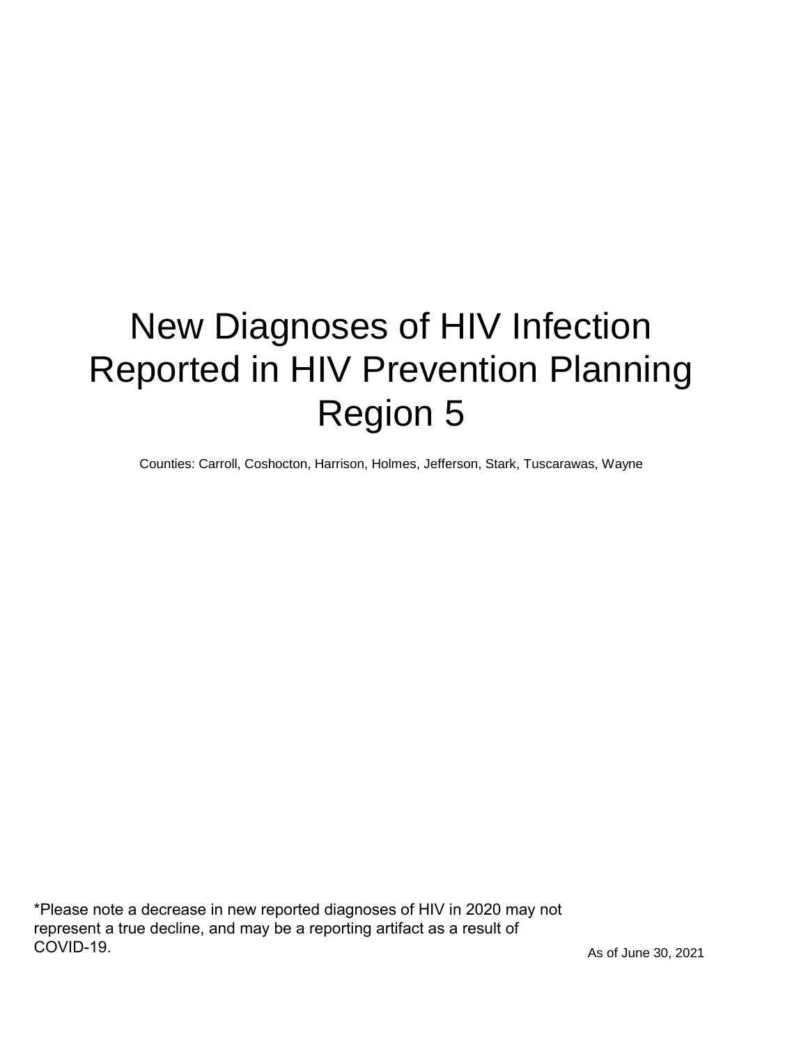# New Diagnoses of HIV Infection Reported in HIV Prevention Planning Region 5

Counties: Carroll, Coshocton, Harrison, Holmes, Jefferson, Stark, Tuscarawas, Wayne

*Please note a decrease in new reported diagnoses of HIV in 2020 may not represent a true decline, and may be a reporting artifact as a result of COVID-19.

As of June 30, 2021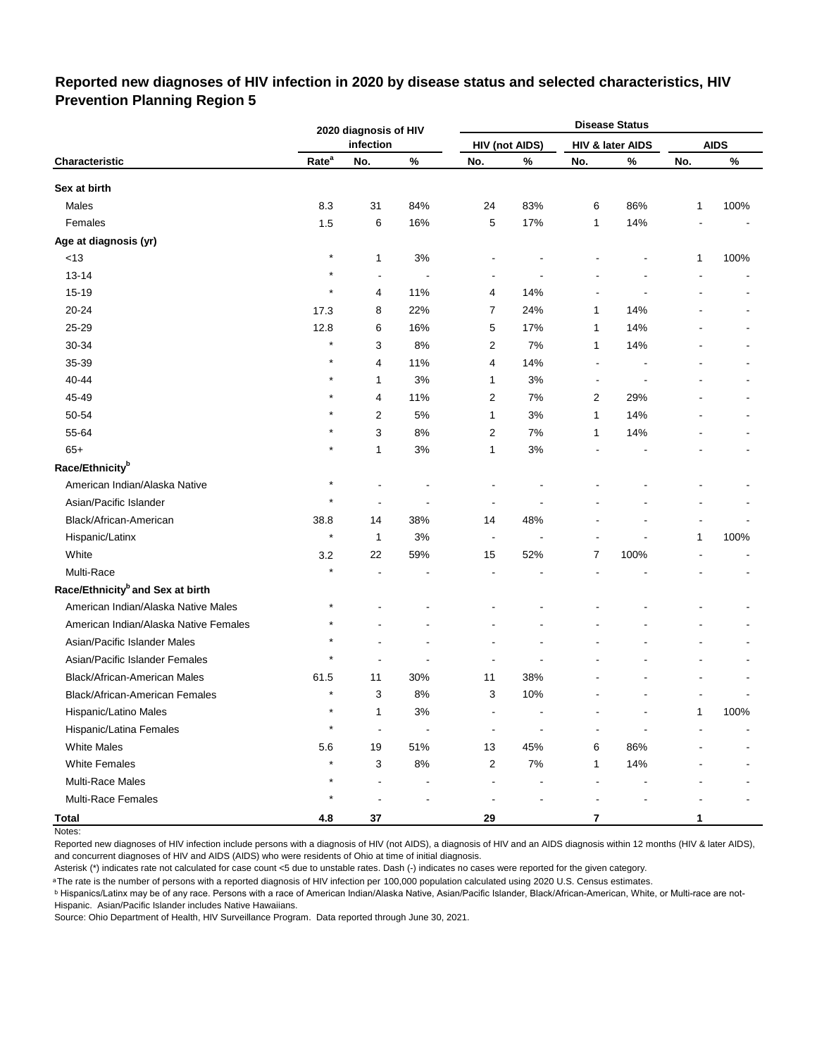## Reported new diagnoses of HIV infection in 2020 by disease status and selected characteristics, HIV Prevention Planning Region 5

| | 2020 diagnosis of HIV infection | | | Disease Status | | | | | |
|---|---|---|---|---|---|---|---|---|---|
| | | | | HIV (not AIDS) | | HIV & later AIDS | | AIDS | |
| Characteristic | Rate[a] | No. | % | No. | % | No. | % | No. | % |
| **Sex at birth** | | | | | | | | | |
| Males | 8.3 | 31 | 84% | 24 | 83% | 6 | 86% | 1 | 100% |
| Females | 1.5 | 6 | 16% | 5 | 17% | 1 | 14% | - | - |
| **Age at diagnosis (yr)** | | | | | | | | | |
| <13 | * | 1 | 3% | - | - | - | - | 1 | 100% |
| 13-14 | * | - | - | - | - | - | - | - | - |
| 15-19 | * | 4 | 11% | 4 | 14% | - | - | - | - |
| 20-24 | 17.3 | 8 | 22% | 7 | 24% | 1 | 14% | - | - |
| 25-29 | 12.8 | 6 | 16% | 5 | 17% | 1 | 14% | - | - |
| 30-34 | * | 3 | 8% | 2 | 7% | 1 | 14% | - | - |
| 35-39 | * | 4 | 11% | 4 | 14% | - | - | - | - |
| 40-44 | * | 1 | 3% | 1 | 3% | - | - | - | - |
| 45-49 | * | 4 | 11% | 2 | 7% | 2 | 29% | - | - |
| 50-54 | * | 2 | 5% | 1 | 3% | 1 | 14% | - | - |
| 55-64 | * | 3 | 8% | 2 | 7% | 1 | 14% | - | - |
| 65+ | * | 1 | 3% | 1 | 3% | - | - | - | - |
| **Race/Ethnicity[b]** | | | | | | | | | |
| American Indian/Alaska Native | * | - | - | - | - | - | - | - | - |
| Asian/Pacific Islander | * | - | - | - | - | - | - | - | - |
| Black/African-American | 38.8 | 14 | 38% | 14 | 48% | - | - | - | - |
| Hispanic/Latinx | * | 1 | 3% | - | - | - | - | 1 | 100% |
| White | 3.2 | 22 | 59% | 15 | 52% | 7 | 100% | - | - |
| Multi-Race | * | - | - | - | - | - | - | - | - |
| **Race/Ethnicity[b] and Sex at birth** | | | | | | | | | |
| American Indian/Alaska Native Males | * | - | - | - | - | - | - | - | - |
| American Indian/Alaska Native Females | * | - | - | - | - | - | - | - | - |
| Asian/Pacific Islander Males | * | - | - | - | - | - | - | - | - |
| Asian/Pacific Islander Females | * | - | - | - | - | - | - | - | - |
| Black/African-American Males | 61.5 | 11 | 30% | 11 | 38% | - | - | - | - |
| Black/African-American Females | * | 3 | 8% | 3 | 10% | - | - | - | - |
| Hispanic/Latino Males | * | 1 | 3% | - | - | - | - | 1 | 100% |
| Hispanic/Latina Females | * | - | - | - | - | - | - | - | - |
| White Males | 5.6 | 19 | 51% | 13 | 45% | 6 | 86% | - | - |
| White Females | * | 3 | 8% | 2 | 7% | 1 | 14% | - | - |
| Multi-Race Males | * | - | - | - | - | - | - | - | - |
| Multi-Race Females | * | - | - | - | - | - | - | - | - |
| **Total** | **4.8** | **37** | | **29** | | **7** | | **1** | |

Notes:

Reported new diagnoses of HIV infection include persons with a diagnosis of HIV (not AIDS), a diagnosis of HIV and an AIDS diagnosis within 12 months (HIV & later AIDS), and concurrent diagnoses of HIV and AIDS (AIDS) who were residents of Ohio at time of initial diagnosis.

Asterisk (*) indicates rate not calculated for case count <5 due to unstable rates. Dash (-) indicates no cases were reported for the given category.

[a] The rate is the number of persons with a reported diagnosis of HIV infection per 100,000 population calculated using 2020 U.S. Census estimates.

[b] Hispanics/Latinx may be of any race. Persons with a race of American Indian/Alaska Native, Asian/Pacific Islander, Black/African-American, White, or Multi-race are not-Hispanic. Asian/Pacific Islander includes Native Hawaiians.

Source: Ohio Department of Health, HIV Surveillance Program. Data reported through June 30, 2021.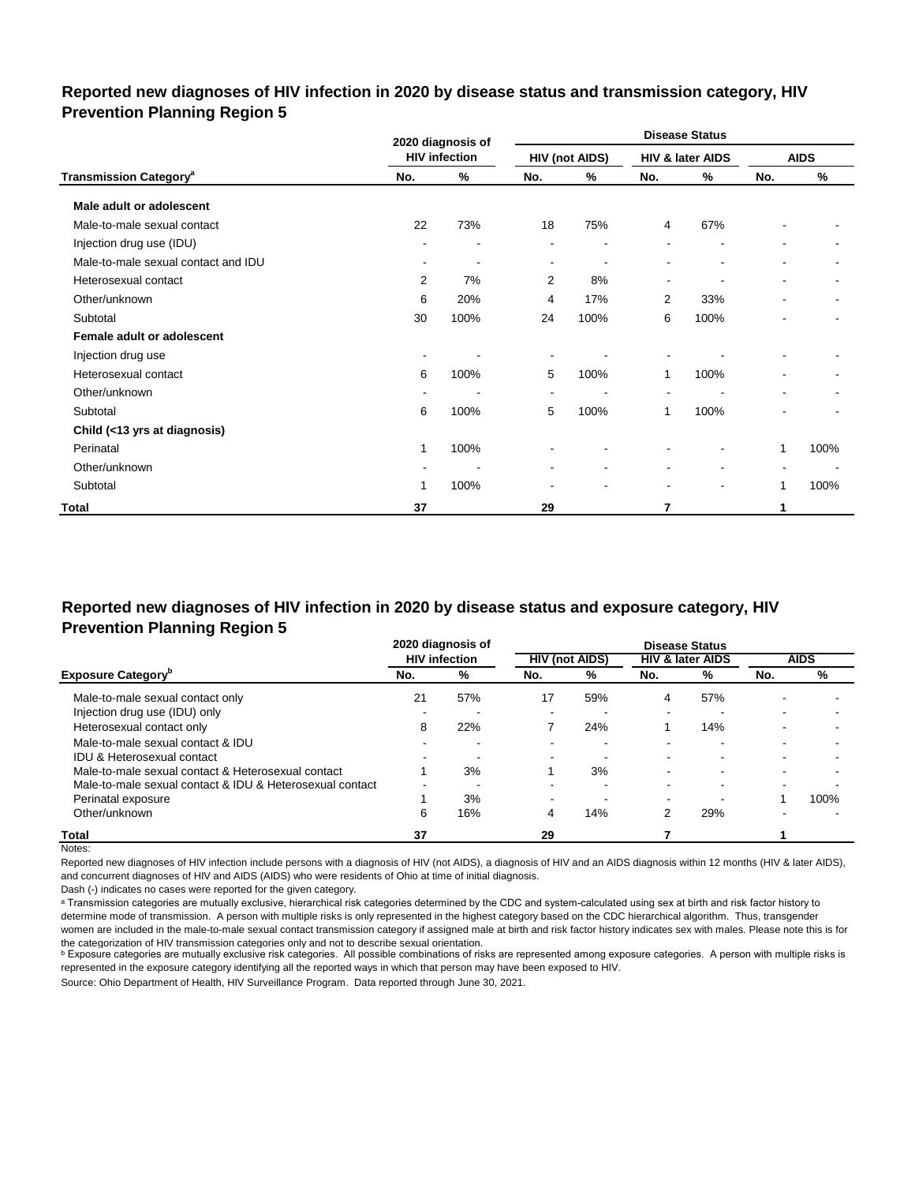## Reported new diagnoses of HIV infection in 2020 by disease status and transmission category, HIV Prevention Planning Region 5

| Transmission Category[a] | 2020 diagnosis of HIV infection | | Disease Status | | | | | |
|---|---|---|---|---|---|---|---|---|
| | | | HIV (not AIDS) | | HIV & later AIDS | | AIDS | |
| | No. | % | No. | % | No. | % | No. | % |
| **Male adult or adolescent** | | | | | | | | |
| Male-to-male sexual contact | 22 | 73% | 18 | 75% | 4 | 67% | - | - |
| Injection drug use (IDU) | - | - | - | - | - | - | - | - |
| Male-to-male sexual contact and IDU | - | - | - | - | - | - | - | - |
| Heterosexual contact | 2 | 7% | 2 | 8% | - | - | - | - |
| Other/unknown | 6 | 20% | 4 | 17% | 2 | 33% | - | - |
| Subtotal | 30 | 100% | 24 | 100% | 6 | 100% | - | - |
| **Female adult or adolescent** | | | | | | | | |
| Injection drug use | - | - | - | - | - | - | - | - |
| Heterosexual contact | 6 | 100% | 5 | 100% | 1 | 100% | - | - |
| Other/unknown | - | - | - | - | - | - | - | - |
| Subtotal | 6 | 100% | 5 | 100% | 1 | 100% | - | - |
| **Child (<13 yrs at diagnosis)** | | | | | | | | |
| Perinatal | 1 | 100% | - | - | - | - | 1 | 100% |
| Other/unknown | - | - | - | - | - | - | - | - |
| Subtotal | 1 | 100% | - | - | - | - | 1 | 100% |
| **Total** | **37** | | **29** | | **7** | | **1** | |

## Reported new diagnoses of HIV infection in 2020 by disease status and exposure category, HIV Prevention Planning Region 5

| Exposure Category[b] | 2020 diagnosis of HIV infection | | Disease Status | | | | | |
|---|---|---|---|---|---|---|---|---|
| | | | HIV (not AIDS) | | HIV & later AIDS | | AIDS | |
| | No. | % | No. | % | No. | % | No. | % |
| Male-to-male sexual contact only | 21 | 57% | 17 | 59% | 4 | 57% | - | - |
| Injection drug use (IDU) only | - | - | - | - | - | - | - | - |
| Heterosexual contact only | 8 | 22% | 7 | 24% | 1 | 14% | - | - |
| Male-to-male sexual contact & IDU | - | - | - | - | - | - | - | - |
| IDU & Heterosexual contact | - | - | - | - | - | - | - | - |
| Male-to-male sexual contact & Heterosexual contact | 1 | 3% | 1 | 3% | - | - | - | - |
| Male-to-male sexual contact & IDU & Heterosexual contact | - | - | - | - | - | - | - | - |
| Perinatal exposure | 1 | 3% | - | - | - | - | 1 | 100% |
| Other/unknown | 6 | 16% | 4 | 14% | 2 | 29% | - | - |
| **Total** | **37** | | **29** | | **7** | | **1** | |

Notes:

Reported new diagnoses of HIV infection include persons with a diagnosis of HIV (not AIDS), a diagnosis of HIV and an AIDS diagnosis within 12 months (HIV & later AIDS), and concurrent diagnoses of HIV and AIDS (AIDS) who were residents of Ohio at time of initial diagnosis.

Dash (-) indicates no cases were reported for the given category.

[a] Transmission categories are mutually exclusive, hierarchical risk categories determined by the CDC and system-calculated using sex at birth and risk factor history to determine mode of transmission. A person with multiple risks is only represented in the highest category based on the CDC hierarchical algorithm. Thus, transgender women are included in the male-to-male sexual contact transmission category if assigned male at birth and risk factor history indicates sex with males. Please note this is for the categorization of HIV transmission categories only and not to describe sexual orientation.

[b] Exposure categories are mutually exclusive risk categories. All possible combinations of risks are represented among exposure categories. A person with multiple risks is represented in the exposure category identifying all the reported ways in which that person may have been exposed to HIV.

Source: Ohio Department of Health, HIV Surveillance Program. Data reported through June 30, 2021.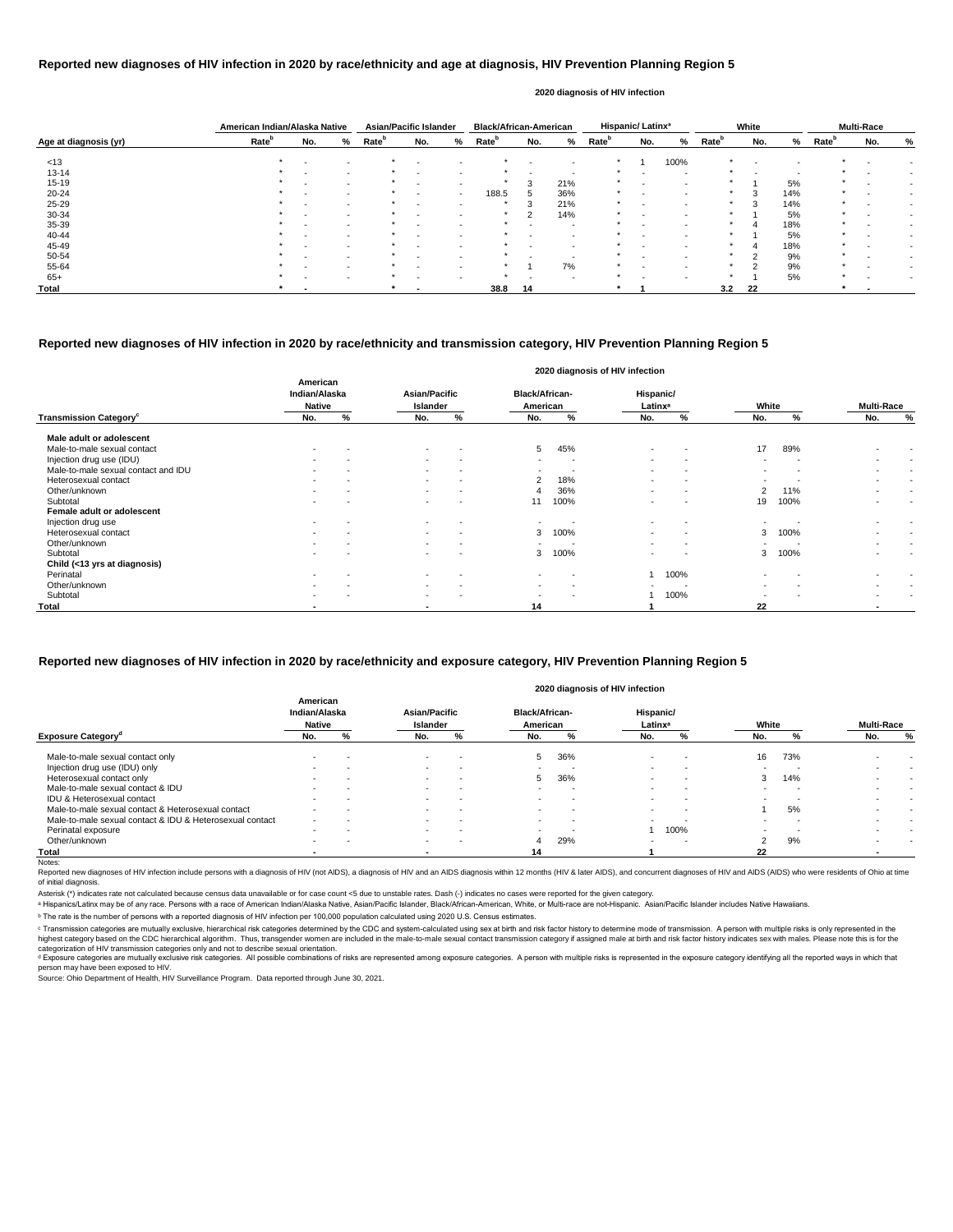## Reported new diagnoses of HIV infection in 2020 by race/ethnicity and age at diagnosis, HIV Prevention Planning Region 5

2020 diagnosis of HIV infection

| Age at diagnosis (yr) | American Indian/Alaska Native | | | Asian/Pacific Islander | | | Black/African-American | | | Hispanic/ Latinx[a] | | | White | | | Multi-Race | | |
|---|---|---|---|---|---|---|---|---|---|---|---|---|---|---|---|---|---|---|
| | Rate[b] | No. | % | Rate[b] | No. | % | Rate[b] | No. | % | Rate[b] | No. | % | Rate[b] | No. | % | Rate[b] | No. | % |
| <13 | * | - | - | * | - | - | * | - | - | * | 1 | 100% | * | - | - | * | - | - |
| 13-14 | * | - | - | * | - | - | * | - | - | * | - | - | * | - | - | * | - | - |
| 15-19 | * | - | - | * | - | - | * | 3 | 21% | * | - | - | * | 1 | 5% | * | - | - |
| 20-24 | * | - | - | * | - | - | 188.5 | 5 | 36% | * | - | - | * | 3 | 14% | * | - | - |
| 25-29 | * | - | - | * | - | - | * | 3 | 21% | * | - | - | * | 3 | 14% | * | - | - |
| 30-34 | * | - | - | * | - | - | * | 2 | 14% | * | - | - | * | 1 | 5% | * | - | - |
| 35-39 | * | - | - | * | - | - | * | - | - | * | - | - | * | 4 | 18% | * | - | - |
| 40-44 | * | - | - | * | - | - | * | - | - | * | - | - | * | 1 | 5% | * | - | - |
| 45-49 | * | - | - | * | - | - | * | - | - | * | - | - | * | 4 | 18% | * | - | - |
| 50-54 | * | - | - | * | - | - | * | - | - | * | - | - | * | 2 | 9% | * | - | - |
| 55-64 | * | - | - | * | - | - | * | 1 | 7% | * | - | - | * | 2 | 9% | * | - | - |
| 65+ | * | - | - | * | - | - | * | - | - | * | - | - | * | 1 | 5% | * | - | - |
| **Total** | * | - | | * | - | | 38.8 | 14 | | * | 1 | | 3.2 | 22 | | * | - | |

## Reported new diagnoses of HIV infection in 2020 by race/ethnicity and transmission category, HIV Prevention Planning Region 5

2020 diagnosis of HIV infection

| Transmission Category[c] | American Indian/Alaska Native | | Asian/Pacific Islander | | Black/African-American | | Hispanic/ Latinx[a] | | White | | Multi-Race | |
|---|---|---|---|---|---|---|---|---|---|---|---|---|
| | No. | % | No. | % | No. | % | No. | % | No. | % | No. | % |
| **Male adult or adolescent** | | | | | | | | | | | | |
| Male-to-male sexual contact | - | - | - | - | 5 | 45% | - | - | 17 | 89% | - | - |
| Injection drug use (IDU) | - | - | - | - | - | - | - | - | - | - | - | - |
| Male-to-male sexual contact and IDU | - | - | - | - | - | - | - | - | - | - | - | - |
| Heterosexual contact | - | - | - | - | 2 | 18% | - | - | - | - | - | - |
| Other/unknown | - | - | - | - | 4 | 36% | - | - | 2 | 11% | - | - |
| Subtotal | - | - | - | - | 11 | 100% | - | - | 19 | 100% | - | - |
| **Female adult or adolescent** | | | | | | | | | | | | |
| Injection drug use | - | - | - | - | - | - | - | - | - | - | - | - |
| Heterosexual contact | - | - | - | - | 3 | 100% | - | - | 3 | 100% | - | - |
| Other/unknown | - | - | - | - | - | - | - | - | - | - | - | - |
| Subtotal | - | - | - | - | 3 | 100% | - | - | 3 | 100% | - | - |
| **Child (<13 yrs at diagnosis)** | | | | | | | | | | | | |
| Perinatal | - | - | - | - | - | - | 1 | 100% | - | - | - | - |
| Other/unknown | - | - | - | - | - | - | - | - | - | - | - | - |
| Subtotal | - | - | - | - | - | - | 1 | 100% | - | - | - | - |
| **Total** | - | | - | | 14 | | 1 | | 22 | | - | |

## Reported new diagnoses of HIV infection in 2020 by race/ethnicity and exposure category, HIV Prevention Planning Region 5

2020 diagnosis of HIV infection

| Exposure Category[d] | American Indian/Alaska Native | | Asian/Pacific Islander | | Black/African-American | | Hispanic/ Latinx[a] | | White | | Multi-Race | |
|---|---|---|---|---|---|---|---|---|---|---|---|---|
| | No. | % | No. | % | No. | % | No. | % | No. | % | No. | % |
| Male-to-male sexual contact only | - | - | - | - | 5 | 36% | - | - | 16 | 73% | - | - |
| Injection drug use (IDU) only | - | - | - | - | - | - | - | - | - | - | - | - |
| Heterosexual contact only | - | - | - | - | 5 | 36% | - | - | 3 | 14% | - | - |
| Male-to-male sexual contact & IDU | - | - | - | - | - | - | - | - | - | - | - | - |
| IDU & Heterosexual contact | - | - | - | - | - | - | - | - | - | - | - | - |
| Male-to-male sexual contact & Heterosexual contact | - | - | - | - | - | - | - | - | 1 | 5% | - | - |
| Male-to-male sexual contact & IDU & Heterosexual contact | - | - | - | - | - | - | - | - | - | - | - | - |
| Perinatal exposure | - | - | - | - | - | - | 1 | 100% | - | - | - | - |
| Other/unknown | - | - | - | - | 4 | 29% | - | - | 2 | 9% | - | - |
| **Total** | - | | - | | 14 | | 1 | | 22 | | - | |

Notes:

Reported new diagnoses of HIV infection include persons with a diagnosis of HIV (not AIDS), a diagnosis of HIV and an AIDS diagnosis within 12 months (HIV & later AIDS), and concurrent diagnoses of HIV and AIDS (AIDS) who were residents of Ohio at time of initial diagnosis.

Asterisk (*) indicates rate not calculated because census data unavailable or for case count <5 due to unstable rates. Dash (-) indicates no cases were reported for the given category.

[a] Hispanics/Latinx may be of any race. Persons with a race of American Indian/Alaska Native, Asian/Pacific Islander, Black/African-American, White, or Multi-race are not-Hispanic. Asian/Pacific Islander includes Native Hawaiians.

[b] The rate is the number of persons with a reported diagnosis of HIV infection per 100,000 population calculated using 2020 U.S. Census estimates.

[c] Transmission categories are mutually exclusive, hierarchical risk categories determined by the CDC and system-calculated using sex at birth and risk factor history to determine mode of transmission. A person with multiple risks is only represented in the highest category based on the CDC hierarchical algorithm. Thus, transgender women are included in the male-to-male sexual contact transmission category if assigned male at birth and risk factor history indicates sex with males. Please note this is for the categorization of HIV transmission categories only and not to describe sexual orientation.

[d] Exposure categories are mutually exclusive risk categories. All possible combinations of risks are represented among exposure categories. A person with multiple risks is represented in the exposure category identifying all the reported ways in which that person may have been exposed to HIV.

Source: Ohio Department of Health, HIV Surveillance Program. Data reported through June 30, 2021.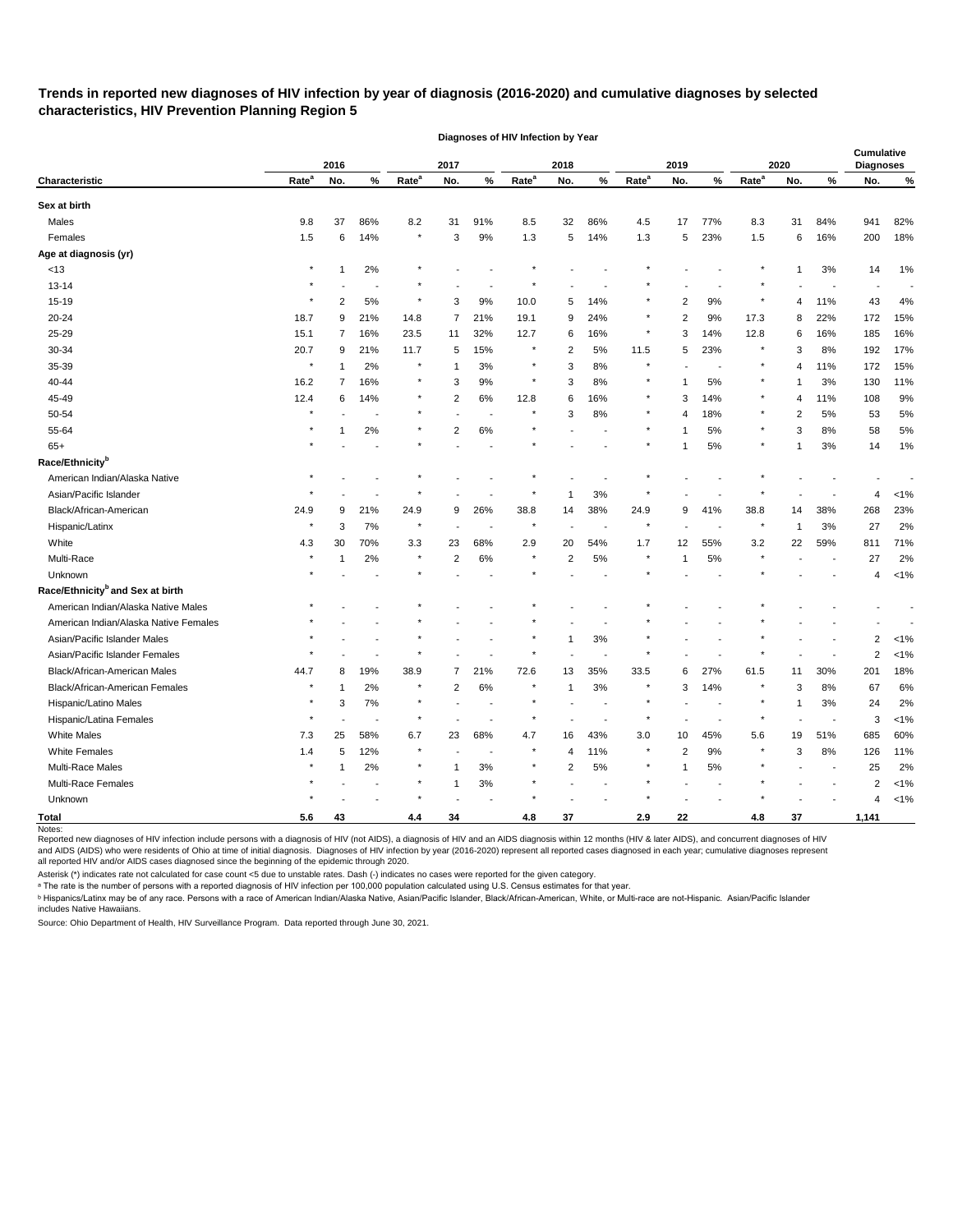# Trends in reported new diagnoses of HIV infection by year of diagnosis (2016-2020) and cumulative diagnoses by selected characteristics, HIV Prevention Planning Region 5

| | Diagnoses of HIV Infection by Year | | | | | | | | | | | | | | | Cumulative Diagnoses | |
|---|---|---|---|---|---|---|---|---|---|---|---|---|---|---|---|---|---|
| | 2016 | | | 2017 | | | 2018 | | | 2019 | | | 2020 | | | | |
| Characteristic | Rate[a] | No. | % | Rate[a] | No. | % | Rate[a] | No. | % | Rate[a] | No. | % | Rate[a] | No. | % | No. | % |
| **Sex at birth** | | | | | | | | | | | | | | | | | |
| Males | 9.8 | 37 | 86% | 8.2 | 31 | 91% | 8.5 | 32 | 86% | 4.5 | 17 | 77% | 8.3 | 31 | 84% | 941 | 82% |
| Females | 1.5 | 6 | 14% | * | 3 | 9% | 1.3 | 5 | 14% | 1.3 | 5 | 23% | 1.5 | 6 | 16% | 200 | 18% |
| **Age at diagnosis (yr)** | | | | | | | | | | | | | | | | | |
| <13 | * | 1 | 2% | * | - | - | * | - | - | * | - | - | * | 1 | 3% | 14 | 1% |
| 13-14 | * | - | - | * | - | - | * | - | - | * | - | - | * | - | - | - | - |
| 15-19 | * | 2 | 5% | * | 3 | 9% | 10.0 | 5 | 14% | * | 2 | 9% | * | 4 | 11% | 43 | 4% |
| 20-24 | 18.7 | 9 | 21% | 14.8 | 7 | 21% | 19.1 | 9 | 24% | * | 2 | 9% | 17.3 | 8 | 22% | 172 | 15% |
| 25-29 | 15.1 | 7 | 16% | 23.5 | 11 | 32% | 12.7 | 6 | 16% | * | 3 | 14% | 12.8 | 6 | 16% | 185 | 16% |
| 30-34 | 20.7 | 9 | 21% | 11.7 | 5 | 15% | * | 2 | 5% | 11.5 | 5 | 23% | * | 3 | 8% | 192 | 17% |
| 35-39 | * | 1 | 2% | * | 1 | 3% | * | 3 | 8% | * | - | - | * | 4 | 11% | 172 | 15% |
| 40-44 | 16.2 | 7 | 16% | * | 3 | 9% | * | 3 | 8% | * | 1 | 5% | * | 1 | 3% | 130 | 11% |
| 45-49 | 12.4 | 6 | 14% | * | 2 | 6% | 12.8 | 6 | 16% | * | 3 | 14% | * | 4 | 11% | 108 | 9% |
| 50-54 | * | - | - | * | - | - | * | 3 | 8% | * | 4 | 18% | * | 2 | 5% | 53 | 5% |
| 55-64 | * | 1 | 2% | * | 2 | 6% | * | - | - | * | 1 | 5% | * | 3 | 8% | 58 | 5% |
| 65+ | * | - | - | * | - | - | * | - | - | * | 1 | 5% | * | 1 | 3% | 14 | 1% |
| **Race/Ethnicity[b]** | | | | | | | | | | | | | | | | | |
| American Indian/Alaska Native | * | - | - | * | - | - | * | - | - | * | - | - | * | - | - | - | - |
| Asian/Pacific Islander | * | - | - | * | - | - | * | 1 | 3% | * | - | - | * | - | - | 4 | <1% |
| Black/African-American | 24.9 | 9 | 21% | 24.9 | 9 | 26% | 38.8 | 14 | 38% | 24.9 | 9 | 41% | 38.8 | 14 | 38% | 268 | 23% |
| Hispanic/Latinx | * | 3 | 7% | * | - | - | * | - | - | * | - | - | * | 1 | 3% | 27 | 2% |
| White | 4.3 | 30 | 70% | 3.3 | 23 | 68% | 2.9 | 20 | 54% | 1.7 | 12 | 55% | 3.2 | 22 | 59% | 811 | 71% |
| Multi-Race | * | 1 | 2% | * | 2 | 6% | * | 2 | 5% | * | 1 | 5% | * | - | - | 27 | 2% |
| Unknown | * | - | - | * | - | - | * | - | - | * | - | - | * | - | - | 4 | <1% |
| **Race/Ethnicity[b] and Sex at birth** | | | | | | | | | | | | | | | | | |
| American Indian/Alaska Native Males | * | - | - | * | - | - | * | - | - | * | - | - | * | - | - | - | - |
| American Indian/Alaska Native Females | * | - | - | * | - | - | * | - | - | * | - | - | * | - | - | - | - |
| Asian/Pacific Islander Males | * | - | - | * | - | - | * | 1 | 3% | * | - | - | * | - | - | 2 | <1% |
| Asian/Pacific Islander Females | * | - | - | * | - | - | * | - | - | * | - | - | * | - | - | 2 | <1% |
| Black/African-American Males | 44.7 | 8 | 19% | 38.9 | 7 | 21% | 72.6 | 13 | 35% | 33.5 | 6 | 27% | 61.5 | 11 | 30% | 201 | 18% |
| Black/African-American Females | * | 1 | 2% | * | 2 | 6% | * | 1 | 3% | * | 3 | 14% | * | 3 | 8% | 67 | 6% |
| Hispanic/Latino Males | * | 3 | 7% | * | - | - | * | - | - | * | - | - | * | 1 | 3% | 24 | 2% |
| Hispanic/Latina Females | * | - | - | * | - | - | * | - | - | * | - | - | * | - | - | 3 | <1% |
| White Males | 7.3 | 25 | 58% | 6.7 | 23 | 68% | 4.7 | 16 | 43% | 3.0 | 10 | 45% | 5.6 | 19 | 51% | 685 | 60% |
| White Females | 1.4 | 5 | 12% | * | - | - | * | 4 | 11% | * | 2 | 9% | * | 3 | 8% | 126 | 11% |
| Multi-Race Males | * | 1 | 2% | * | 1 | 3% | * | 2 | 5% | * | 1 | 5% | * | - | - | 25 | 2% |
| Multi-Race Females | * | - | - | * | 1 | 3% | * | - | - | * | - | - | * | - | - | 2 | <1% |
| Unknown | * | - | - | * | - | - | * | - | - | * | - | - | * | - | - | 4 | <1% |
| **Total** | **5.6** | **43** | | **4.4** | **34** | | **4.8** | **37** | | **2.9** | **22** | | **4.8** | **37** | | **1,141** | |

Notes:
Reported new diagnoses of HIV infection include persons with a diagnosis of HIV (not AIDS), a diagnosis of HIV and an AIDS diagnosis within 12 months (HIV & later AIDS), and concurrent diagnoses of HIV and AIDS (AIDS) who were residents of Ohio at time of initial diagnosis. Diagnoses of HIV infection by year (2016-2020) represent all reported cases diagnosed in each year; cumulative diagnoses represent all reported HIV and/or AIDS cases diagnosed since the beginning of the epidemic through 2020.

Asterisk (*) indicates rate not calculated for case count <5 due to unstable rates. Dash (-) indicates no cases were reported for the given category.

[a] The rate is the number of persons with a reported diagnosis of HIV infection per 100,000 population calculated using U.S. Census estimates for that year.

[b] Hispanics/Latinx may be of any race. Persons with a race of American Indian/Alaska Native, Asian/Pacific Islander, Black/African-American, White, or Multi-race are not-Hispanic. Asian/Pacific Islander includes Native Hawaiians.

Source: Ohio Department of Health, HIV Surveillance Program. Data reported through June 30, 2021.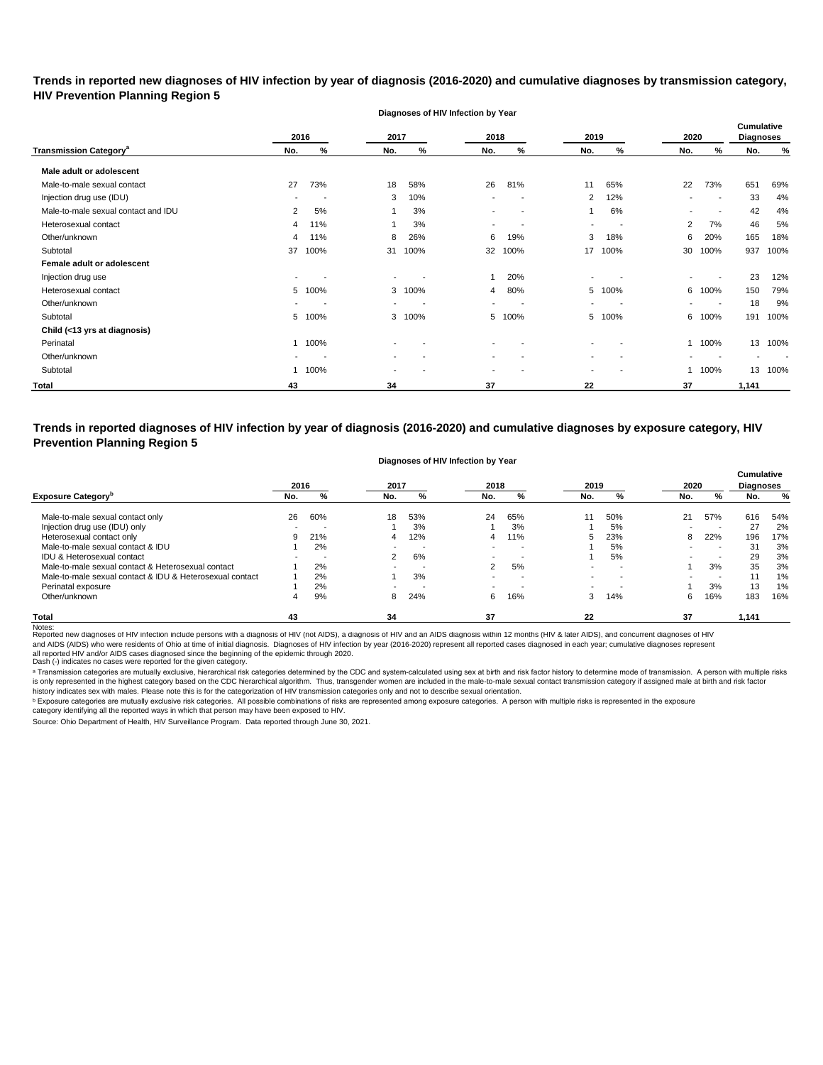## Trends in reported new diagnoses of HIV infection by year of diagnosis (2016-2020) and cumulative diagnoses by transmission category, HIV Prevention Planning Region 5

| Transmission Category[a] | 2016 No. | 2016 % | 2017 No. | 2017 % | 2018 No. | 2018 % | 2019 No. | 2019 % | 2020 No. | 2020 % | Cumulative Diagnoses No. | Cumulative Diagnoses % |
|---|---|---|---|---|---|---|---|---|---|---|---|---|
| **Male adult or adolescent** | | | | | | | | | | | | |
| Male-to-male sexual contact | 27 | 73% | 18 | 58% | 26 | 81% | 11 | 65% | 22 | 73% | 651 | 69% |
| Injection drug use (IDU) | - | - | 3 | 10% | - | - | 2 | 12% | - | - | 33 | 4% |
| Male-to-male sexual contact and IDU | 2 | 5% | 1 | 3% | - | - | 1 | 6% | - | - | 42 | 4% |
| Heterosexual contact | 4 | 11% | 1 | 3% | - | - | - | - | 2 | 7% | 46 | 5% |
| Other/unknown | 4 | 11% | 8 | 26% | 6 | 19% | 3 | 18% | 6 | 20% | 165 | 18% |
| Subtotal | 37 | 100% | 31 | 100% | 32 | 100% | 17 | 100% | 30 | 100% | 937 | 100% |
| **Female adult or adolescent** | | | | | | | | | | | | |
| Injection drug use | - | - | - | - | 1 | 20% | - | - | - | - | 23 | 12% |
| Heterosexual contact | 5 | 100% | 3 | 100% | 4 | 80% | 5 | 100% | 6 | 100% | 150 | 79% |
| Other/unknown | - | - | - | - | - | - | - | - | - | - | 18 | 9% |
| Subtotal | 5 | 100% | 3 | 100% | 5 | 100% | 5 | 100% | 6 | 100% | 191 | 100% |
| **Child (<13 yrs at diagnosis)** | | | | | | | | | | | | |
| Perinatal | 1 | 100% | - | - | - | - | - | - | 1 | 100% | 13 | 100% |
| Other/unknown | - | - | - | - | - | - | - | - | - | - | - | - |
| Subtotal | 1 | 100% | - | - | - | - | - | - | 1 | 100% | 13 | 100% |
| **Total** | **43** | | **34** | | **37** | | **22** | | **37** | | **1,141** | |

## Trends in reported diagnoses of HIV infection by year of diagnosis (2016-2020) and cumulative diagnoses by exposure category, HIV Prevention Planning Region 5

| Exposure Category[b] | 2016 No. | 2016 % | 2017 No. | 2017 % | 2018 No. | 2018 % | 2019 No. | 2019 % | 2020 No. | 2020 % | Cumulative Diagnoses No. | Cumulative Diagnoses % |
|---|---|---|---|---|---|---|---|---|---|---|---|---|
| Male-to-male sexual contact only | 26 | 60% | 18 | 53% | 24 | 65% | 11 | 50% | 21 | 57% | 616 | 54% |
| Injection drug use (IDU) only | - | - | 1 | 3% | 1 | 3% | 1 | 5% | - | - | 27 | 2% |
| Heterosexual contact only | 9 | 21% | 4 | 12% | 4 | 11% | 5 | 23% | 8 | 22% | 196 | 17% |
| Male-to-male sexual contact & IDU | 1 | 2% | - | - | - | - | 1 | 5% | - | - | 31 | 3% |
| IDU & Heterosexual contact | - | - | 2 | 6% | - | - | 1 | 5% | - | - | 29 | 3% |
| Male-to-male sexual contact & Heterosexual contact | 1 | 2% | - | - | 2 | 5% | - | - | 1 | 3% | 35 | 3% |
| Male-to-male sexual contact & IDU & Heterosexual contact | 1 | 2% | 1 | 3% | - | - | - | - | - | - | 11 | 1% |
| Perinatal exposure | 1 | 2% | - | - | - | - | - | - | 1 | 3% | 13 | 1% |
| Other/unknown | 4 | 9% | 8 | 24% | 6 | 16% | 3 | 14% | 6 | 16% | 183 | 16% |
| **Total** | **43** | | **34** | | **37** | | **22** | | **37** | | **1,141** | |

Notes:
Reported new diagnoses of HIV infection include persons with a diagnosis of HIV (not AIDS), a diagnosis of HIV and an AIDS diagnosis within 12 months (HIV & later AIDS), and concurrent diagnoses of HIV and AIDS (AIDS) who were residents of Ohio at time of initial diagnosis. Diagnoses of HIV infection by year (2016-2020) represent all reported cases diagnosed in each year; cumulative diagnoses represent all reported HIV and/or AIDS cases diagnosed since the beginning of the epidemic through 2020.
Dash (-) indicates no cases were reported for the given category.

[a] Transmission categories are mutually exclusive, hierarchical risk categories determined by the CDC and system-calculated using sex at birth and risk factor history to determine mode of transmission. A person with multiple risks is only represented in the highest category based on the CDC hierarchical algorithm. Thus, transgender women are included in the male-to-male sexual contact transmission category if assigned male at birth and risk factor history indicates sex with males. Please note this is for the categorization of HIV transmission categories only and not to describe sexual orientation.

[b] Exposure categories are mutually exclusive risk categories. All possible combinations of risks are represented among exposure categories. A person with multiple risks is represented in the exposure category identifying all the reported ways in which that person may have been exposed to HIV.

Source: Ohio Department of Health, HIV Surveillance Program. Data reported through June 30, 2021.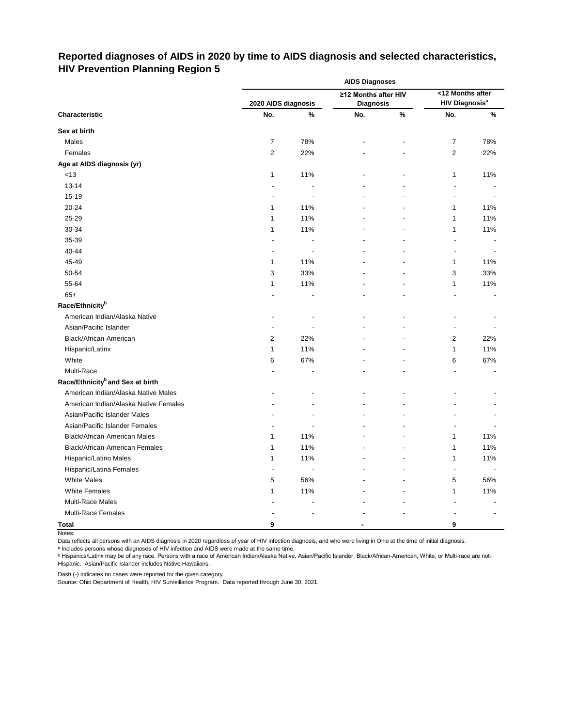# Reported diagnoses of AIDS in 2020 by time to AIDS diagnosis and selected characteristics, HIV Prevention Planning Region 5

| Characteristic | AIDS Diagnoses | | | | | |
|---|---|---|---|---|---|---|
| | 2020 AIDS diagnosis | | ≥12 Months after HIV Diagnosis | | <12 Months after HIV Diagnosis[a] | |
| | No. | % | No. | % | No. | % |
| **Sex at birth** | | | | | | |
| Males | 7 | 78% | - | - | 7 | 78% |
| Females | 2 | 22% | - | - | 2 | 22% |
| **Age at AIDS diagnosis (yr)** | | | | | | |
| <13 | 1 | 11% | - | - | 1 | 11% |
| 13-14 | - | - | - | - | - | - |
| 15-19 | - | - | - | - | - | - |
| 20-24 | 1 | 11% | - | - | 1 | 11% |
| 25-29 | 1 | 11% | - | - | 1 | 11% |
| 30-34 | 1 | 11% | - | - | 1 | 11% |
| 35-39 | - | - | - | - | - | - |
| 40-44 | - | - | - | - | - | - |
| 45-49 | 1 | 11% | - | - | 1 | 11% |
| 50-54 | 3 | 33% | - | - | 3 | 33% |
| 55-64 | 1 | 11% | - | - | 1 | 11% |
| 65+ | - | - | - | - | - | - |
| **Race/Ethnicity[b]** | | | | | | |
| American Indian/Alaska Native | - | - | - | - | - | - |
| Asian/Pacific Islander | - | - | - | - | - | - |
| Black/African-American | 2 | 22% | - | - | 2 | 22% |
| Hispanic/Latinx | 1 | 11% | - | - | 1 | 11% |
| White | 6 | 67% | - | - | 6 | 67% |
| Multi-Race | - | - | - | - | - | - |
| **Race/Ethnicity[b] and Sex at birth** | | | | | | |
| American Indian/Alaska Native Males | - | - | - | - | - | - |
| American Indian/Alaska Native Females | - | - | - | - | - | - |
| Asian/Pacific Islander Males | - | - | - | - | - | - |
| Asian/Pacific Islander Females | - | - | - | - | - | - |
| Black/African-American Males | 1 | 11% | - | - | 1 | 11% |
| Black/African-American Females | 1 | 11% | - | - | 1 | 11% |
| Hispanic/Latino Males | 1 | 11% | - | - | 1 | 11% |
| Hispanic/Latina Females | - | - | - | - | - | - |
| White Males | 5 | 56% | - | - | 5 | 56% |
| White Females | 1 | 11% | - | - | 1 | 11% |
| Multi-Race Males | - | - | - | - | - | - |
| Multi-Race Females | - | - | - | - | - | - |
| **Total** | **9** | | **-** | | **9** | |

Notes:

Data reflects all persons with an AIDS diagnosis in 2020 regardless of year of HIV infection diagnosis, and who were living in Ohio at the time of initial diagnosis.

[a] Includes persons whose diagnoses of HIV infection and AIDS were made at the same time.

[b] Hispanics/Latinx may be of any race. Persons with a race of American Indian/Alaska Native, Asian/Pacific Islander, Black/African-American, White, or Multi-race are not-Hispanic. Asian/Pacific Islander includes Native Hawaiians.

Dash (-) indicates no cases were reported for the given category.

Source: Ohio Department of Health, HIV Surveillance Program. Data reported through June 30, 2021.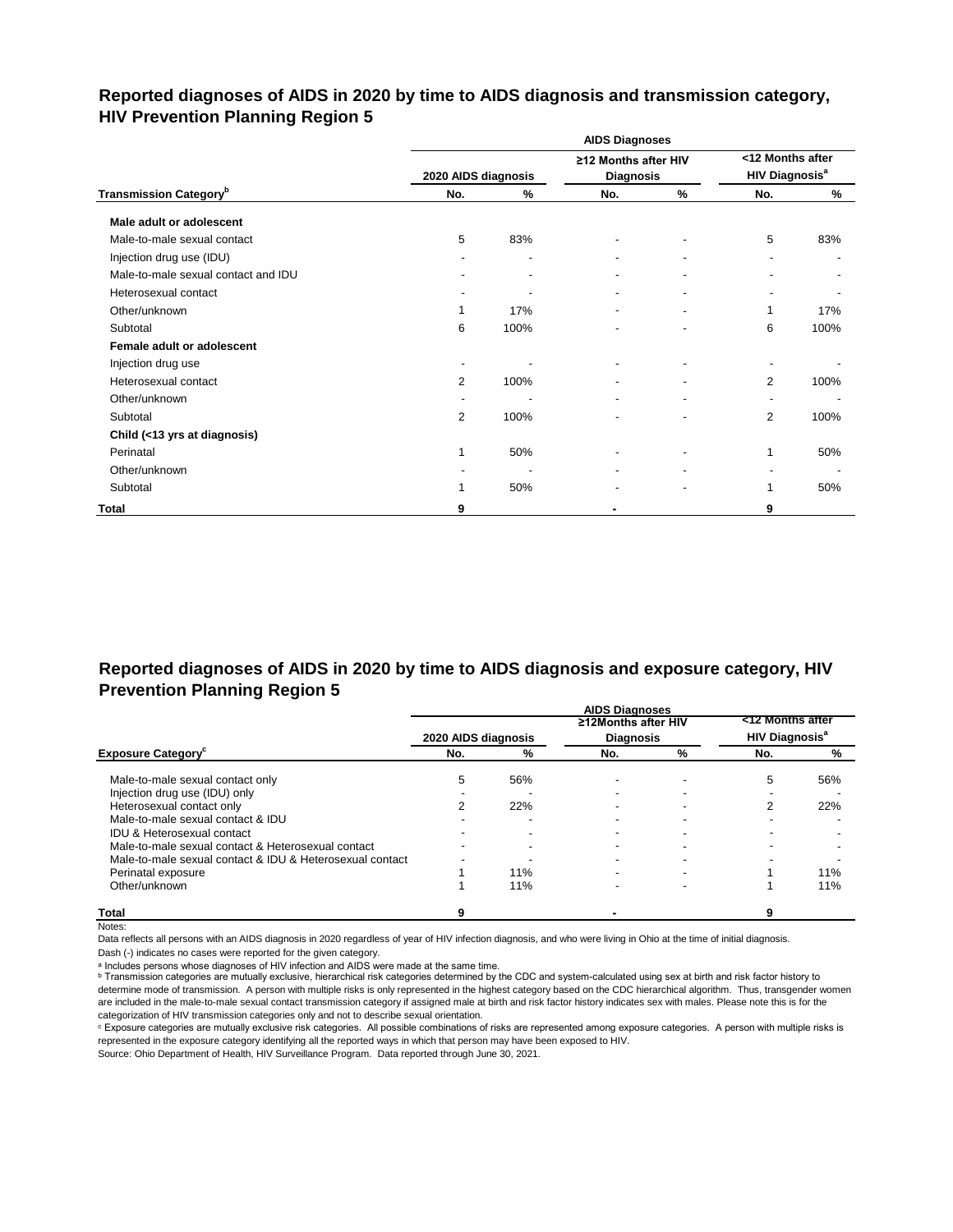## Reported diagnoses of AIDS in 2020 by time to AIDS diagnosis and transmission category, HIV Prevention Planning Region 5

| | AIDS Diagnoses | | | | | |
|---|---|---|---|---|---|---|
| | 2020 AIDS diagnosis | | ≥12 Months after HIV Diagnosis | | <12 Months after HIV Diagnosis[a] | |
| Transmission Category[b] | No. | % | No. | % | No. | % |
| **Male adult or adolescent** | | | | | | |
| Male-to-male sexual contact | 5 | 83% | - | - | 5 | 83% |
| Injection drug use (IDU) | - | - | - | - | - | - |
| Male-to-male sexual contact and IDU | - | - | - | - | - | - |
| Heterosexual contact | - | - | - | - | - | - |
| Other/unknown | 1 | 17% | - | - | 1 | 17% |
| Subtotal | 6 | 100% | - | - | 6 | 100% |
| **Female adult or adolescent** | | | | | | |
| Injection drug use | - | - | - | - | - | - |
| Heterosexual contact | 2 | 100% | - | - | 2 | 100% |
| Other/unknown | - | - | - | - | - | - |
| Subtotal | 2 | 100% | - | - | 2 | 100% |
| **Child (<13 yrs at diagnosis)** | | | | | | |
| Perinatal | 1 | 50% | - | - | 1 | 50% |
| Other/unknown | - | - | - | - | - | - |
| Subtotal | 1 | 50% | - | - | 1 | 50% |
| **Total** | 9 | | - | | 9 | |

## Reported diagnoses of AIDS in 2020 by time to AIDS diagnosis and exposure category, HIV Prevention Planning Region 5

| | AIDS Diagnoses | | | | | |
|---|---|---|---|---|---|---|
| | 2020 AIDS diagnosis | | ≥12Months after HIV Diagnosis | | <12 Months after HIV Diagnosis[a] | |
| Exposure Category[c] | No. | % | No. | % | No. | % |
| Male-to-male sexual contact only | 5 | 56% | - | - | 5 | 56% |
| Injection drug use (IDU) only | - | - | - | - | - | - |
| Heterosexual contact only | 2 | 22% | - | - | 2 | 22% |
| Male-to-male sexual contact & IDU | - | - | - | - | - | - |
| IDU & Heterosexual contact | - | - | - | - | - | - |
| Male-to-male sexual contact & Heterosexual contact | - | - | - | - | - | - |
| Male-to-male sexual contact & IDU & Heterosexual contact | - | - | - | - | - | - |
| Perinatal exposure | 1 | 11% | - | - | 1 | 11% |
| Other/unknown | 1 | 11% | - | - | 1 | 11% |
| **Total** | 9 | | - | | 9 | |

Notes:

Data reflects all persons with an AIDS diagnosis in 2020 regardless of year of HIV infection diagnosis, and who were living in Ohio at the time of initial diagnosis.

Dash (-) indicates no cases were reported for the given category.

[a] Includes persons whose diagnoses of HIV infection and AIDS were made at the same time.

[b] Transmission categories are mutually exclusive, hierarchical risk categories determined by the CDC and system-calculated using sex at birth and risk factor history to determine mode of transmission. A person with multiple risks is only represented in the highest category based on the CDC hierarchical algorithm. Thus, transgender women are included in the male-to-male sexual contact transmission category if assigned male at birth and risk factor history indicates sex with males. Please note this is for the categorization of HIV transmission categories only and not to describe sexual orientation.

[c] Exposure categories are mutually exclusive risk categories. All possible combinations of risks are represented among exposure categories. A person with multiple risks is represented in the exposure category identifying all the reported ways in which that person may have been exposed to HIV.

Source: Ohio Department of Health, HIV Surveillance Program. Data reported through June 30, 2021.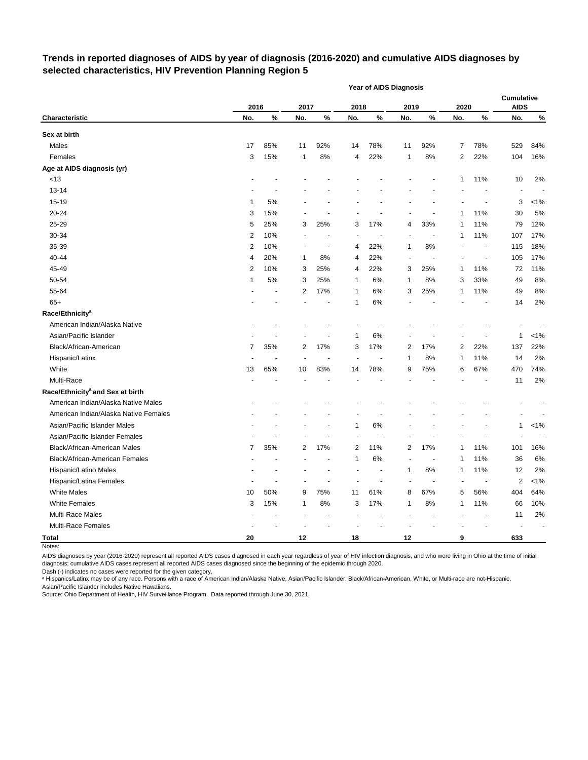# Trends in reported diagnoses of AIDS by year of diagnosis (2016-2020) and cumulative AIDS diagnoses by selected characteristics, HIV Prevention Planning Region 5

| | Year of AIDS Diagnosis | | | | | | | | | | | |
|---|---|---|---|---|---|---|---|---|---|---|---|---|
| | 2016 | | 2017 | | 2018 | | 2019 | | 2020 | | Cumulative AIDS | |
| Characteristic | No. | % | No. | % | No. | % | No. | % | No. | % | No. | % |
| **Sex at birth** | | | | | | | | | | | | |
| Males | 17 | 85% | 11 | 92% | 14 | 78% | 11 | 92% | 7 | 78% | 529 | 84% |
| Females | 3 | 15% | 1 | 8% | 4 | 22% | 1 | 8% | 2 | 22% | 104 | 16% |
| **Age at AIDS diagnosis (yr)** | | | | | | | | | | | | |
| <13 | - | - | - | - | - | - | - | - | 1 | 11% | 10 | 2% |
| 13-14 | - | - | - | - | - | - | - | - | - | - | - | - |
| 15-19 | 1 | 5% | - | - | - | - | - | - | - | - | 3 | <1% |
| 20-24 | 3 | 15% | - | - | - | - | - | - | 1 | 11% | 30 | 5% |
| 25-29 | 5 | 25% | 3 | 25% | 3 | 17% | 4 | 33% | 1 | 11% | 79 | 12% |
| 30-34 | 2 | 10% | - | - | - | - | - | - | 1 | 11% | 107 | 17% |
| 35-39 | 2 | 10% | - | - | 4 | 22% | 1 | 8% | - | - | 115 | 18% |
| 40-44 | 4 | 20% | 1 | 8% | 4 | 22% | - | - | - | - | 105 | 17% |
| 45-49 | 2 | 10% | 3 | 25% | 4 | 22% | 3 | 25% | 1 | 11% | 72 | 11% |
| 50-54 | 1 | 5% | 3 | 25% | 1 | 6% | 1 | 8% | 3 | 33% | 49 | 8% |
| 55-64 | - | - | 2 | 17% | 1 | 6% | 3 | 25% | 1 | 11% | 49 | 8% |
| 65+ | - | - | - | - | 1 | 6% | - | - | - | - | 14 | 2% |
| **Race/Ethnicity[a]** | | | | | | | | | | | | |
| American Indian/Alaska Native | - | - | - | - | - | - | - | - | - | - | - | - |
| Asian/Pacific Islander | - | - | - | - | 1 | 6% | - | - | - | - | 1 | <1% |
| Black/African-American | 7 | 35% | 2 | 17% | 3 | 17% | 2 | 17% | 2 | 22% | 137 | 22% |
| Hispanic/Latinx | - | - | - | - | - | - | 1 | 8% | 1 | 11% | 14 | 2% |
| White | 13 | 65% | 10 | 83% | 14 | 78% | 9 | 75% | 6 | 67% | 470 | 74% |
| Multi-Race | - | - | - | - | - | - | - | - | - | - | 11 | 2% |
| **Race/Ethnicity[a] and Sex at birth** | | | | | | | | | | | | |
| American Indian/Alaska Native Males | - | - | - | - | - | - | - | - | - | - | - | - |
| American Indian/Alaska Native Females | - | - | - | - | - | - | - | - | - | - | - | - |
| Asian/Pacific Islander Males | - | - | - | - | 1 | 6% | - | - | - | - | 1 | <1% |
| Asian/Pacific Islander Females | - | - | - | - | - | - | - | - | - | - | - | - |
| Black/African-American Males | 7 | 35% | 2 | 17% | 2 | 11% | 2 | 17% | 1 | 11% | 101 | 16% |
| Black/African-American Females | - | - | - | - | 1 | 6% | - | - | 1 | 11% | 36 | 6% |
| Hispanic/Latino Males | - | - | - | - | - | - | 1 | 8% | 1 | 11% | 12 | 2% |
| Hispanic/Latina Females | - | - | - | - | - | - | - | - | - | - | 2 | <1% |
| White Males | 10 | 50% | 9 | 75% | 11 | 61% | 8 | 67% | 5 | 56% | 404 | 64% |
| White Females | 3 | 15% | 1 | 8% | 3 | 17% | 1 | 8% | 1 | 11% | 66 | 10% |
| Multi-Race Males | - | - | - | - | - | - | - | - | - | - | 11 | 2% |
| Multi-Race Females | - | - | - | - | - | - | - | - | - | - | - | - |
| **Total** | **20** | | **12** | | **18** | | **12** | | **9** | | **633** | |

Notes:

AIDS diagnoses by year (2016-2020) represent all reported AIDS cases diagnosed in each year regardless of year of HIV infection diagnosis, and who were living in Ohio at the time of initial diagnosis; cumulative AIDS cases represent all reported AIDS cases diagnosed since the beginning of the epidemic through 2020.

Dash (-) indicates no cases were reported for the given category.

[a] Hispanics/Latinx may be of any race. Persons with a race of American Indian/Alaska Native, Asian/Pacific Islander, Black/African-American, White, or Multi-race are not-Hispanic. Asian/Pacific Islander includes Native Hawaiians.

Source: Ohio Department of Health, HIV Surveillance Program. Data reported through June 30, 2021.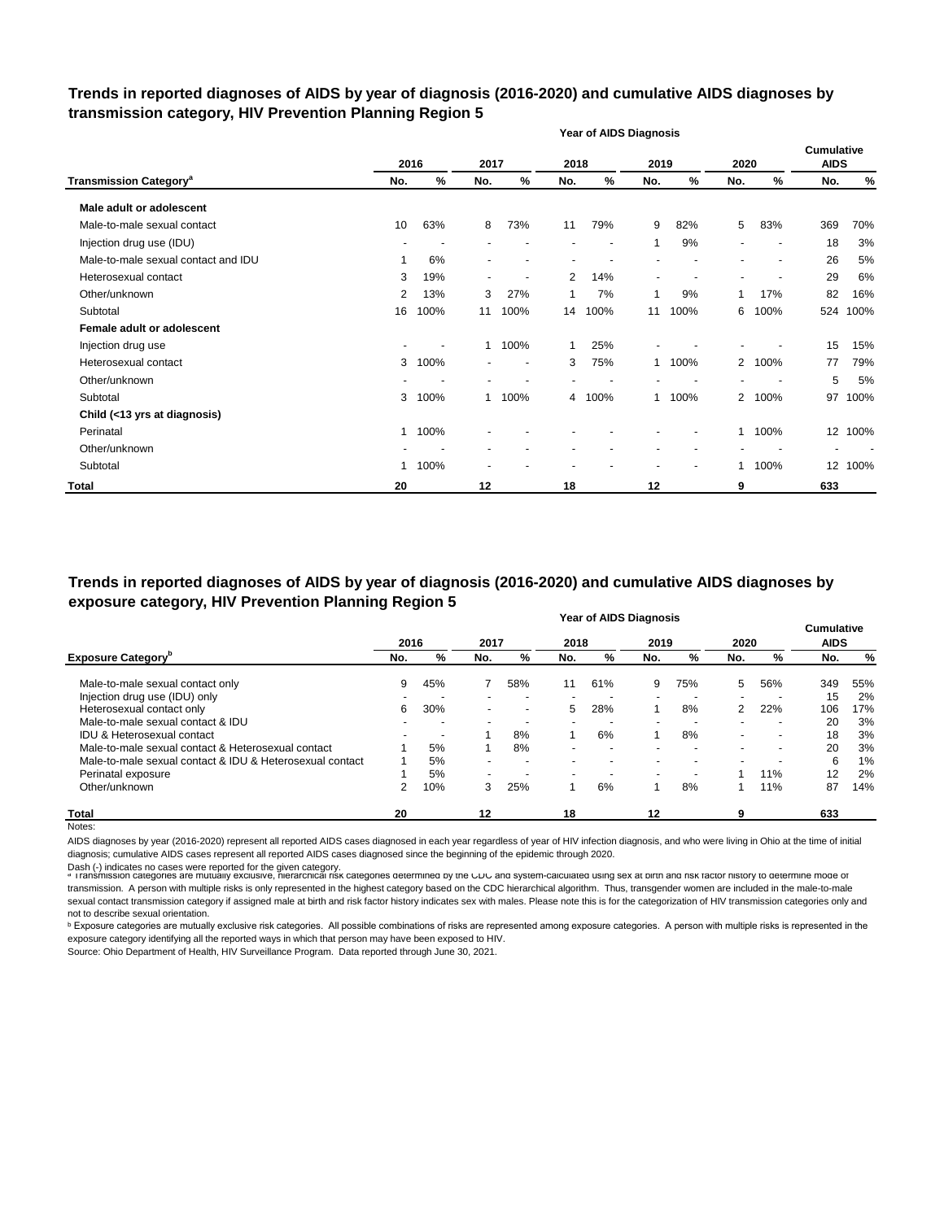## Trends in reported diagnoses of AIDS by year of diagnosis (2016-2020) and cumulative AIDS diagnoses by transmission category, HIV Prevention Planning Region 5

| | Year of AIDS Diagnosis | | | | | | | | | | | |
|---|---|---|---|---|---|---|---|---|---|---|---|---|
| | 2016 | | 2017 | | 2018 | | 2019 | | 2020 | | Cumulative AIDS | |
| Transmission Category[a] | No. | % | No. | % | No. | % | No. | % | No. | % | No. | % |
| **Male adult or adolescent** | | | | | | | | | | | | |
| Male-to-male sexual contact | 10 | 63% | 8 | 73% | 11 | 79% | 9 | 82% | 5 | 83% | 369 | 70% |
| Injection drug use (IDU) | - | - | - | - | - | - | 1 | 9% | - | - | 18 | 3% |
| Male-to-male sexual contact and IDU | 1 | 6% | - | - | - | - | - | - | - | - | 26 | 5% |
| Heterosexual contact | 3 | 19% | - | - | 2 | 14% | - | - | - | - | 29 | 6% |
| Other/unknown | 2 | 13% | 3 | 27% | 1 | 7% | 1 | 9% | 1 | 17% | 82 | 16% |
| Subtotal | 16 | 100% | 11 | 100% | 14 | 100% | 11 | 100% | 6 | 100% | 524 | 100% |
| **Female adult or adolescent** | | | | | | | | | | | | |
| Injection drug use | - | - | 1 | 100% | 1 | 25% | - | - | - | - | 15 | 15% |
| Heterosexual contact | 3 | 100% | - | - | 3 | 75% | 1 | 100% | 2 | 100% | 77 | 79% |
| Other/unknown | - | - | - | - | - | - | - | - | - | - | 5 | 5% |
| Subtotal | 3 | 100% | 1 | 100% | 4 | 100% | 1 | 100% | 2 | 100% | 97 | 100% |
| **Child (<13 yrs at diagnosis)** | | | | | | | | | | | | |
| Perinatal | 1 | 100% | - | - | - | - | - | - | 1 | 100% | 12 | 100% |
| Other/unknown | - | - | - | - | - | - | - | - | - | - | - | - |
| Subtotal | 1 | 100% | - | - | - | - | - | - | 1 | 100% | 12 | 100% |
| **Total** | **20** | | **12** | | **18** | | **12** | | **9** | | **633** | |

## Trends in reported diagnoses of AIDS by year of diagnosis (2016-2020) and cumulative AIDS diagnoses by exposure category, HIV Prevention Planning Region 5

| | Year of AIDS Diagnosis | | | | | | | | | | | |
|---|---|---|---|---|---|---|---|---|---|---|---|---|
| | 2016 | | 2017 | | 2018 | | 2019 | | 2020 | | Cumulative AIDS | |
| Exposure Category[b] | No. | % | No. | % | No. | % | No. | % | No. | % | No. | % |
| Male-to-male sexual contact only | 9 | 45% | 7 | 58% | 11 | 61% | 9 | 75% | 5 | 56% | 349 | 55% |
| Injection drug use (IDU) only | - | - | - | - | - | - | - | - | - | - | 15 | 2% |
| Heterosexual contact only | 6 | 30% | - | - | 5 | 28% | 1 | 8% | 2 | 22% | 106 | 17% |
| Male-to-male sexual contact & IDU | - | - | - | - | - | - | - | - | - | - | 20 | 3% |
| IDU & Heterosexual contact | - | - | 1 | 8% | 1 | 6% | 1 | 8% | - | - | 18 | 3% |
| Male-to-male sexual contact & Heterosexual contact | 1 | 5% | 1 | 8% | - | - | - | - | - | - | 20 | 3% |
| Male-to-male sexual contact & IDU & Heterosexual contact | 1 | 5% | - | - | - | - | - | - | - | - | 6 | 1% |
| Perinatal exposure | 1 | 5% | - | - | - | - | - | - | 1 | 11% | 12 | 2% |
| Other/unknown | 2 | 10% | 3 | 25% | 1 | 6% | 1 | 8% | 1 | 11% | 87 | 14% |
| **Total** | **20** | | **12** | | **18** | | **12** | | **9** | | **633** | |

Notes:

AIDS diagnoses by year (2016-2020) represent all reported AIDS cases diagnosed in each year regardless of year of HIV infection diagnosis, and who were living in Ohio at the time of initial diagnosis; cumulative AIDS cases represent all reported AIDS cases diagnosed since the beginning of the epidemic through 2020.

Dash (-) indicates no cases were reported for the given category.

[a] Transmission categories are mutually exclusive, hierarchical risk categories determined by the CDC and system-calculated using sex at birth and risk factor history to determine mode of transmission. A person with multiple risks is only represented in the highest category based on the CDC hierarchical algorithm. Thus, transgender women are included in the male-to-male sexual contact transmission category if assigned male at birth and risk factor history indicates sex with males. Please note this is for the categorization of HIV transmission categories only and not to describe sexual orientation.

[b] Exposure categories are mutually exclusive risk categories. All possible combinations of risks are represented among exposure categories. A person with multiple risks is represented in the exposure category identifying all the reported ways in which that person may have been exposed to HIV.

Source: Ohio Department of Health, HIV Surveillance Program. Data reported through June 30, 2021.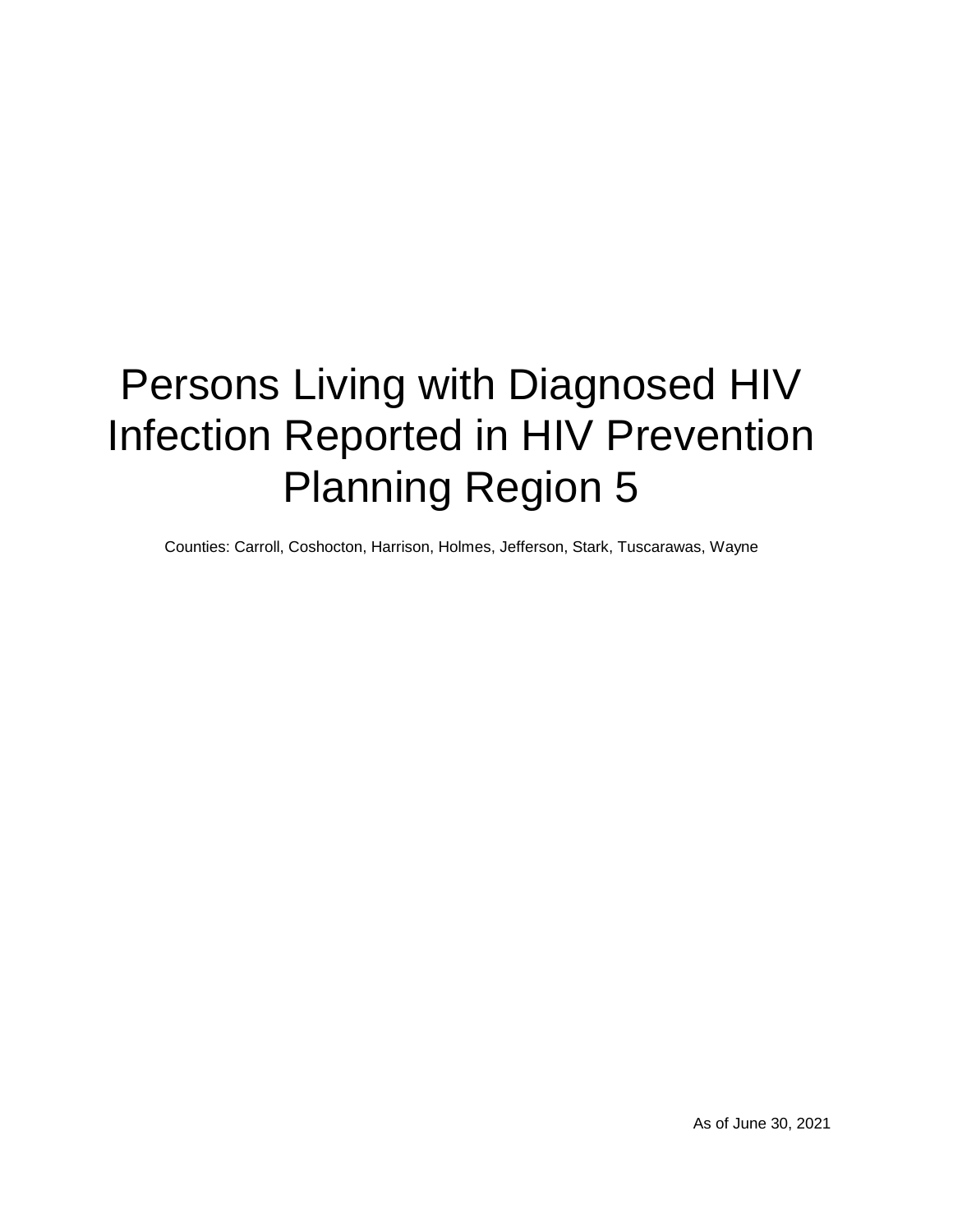# Persons Living with Diagnosed HIV Infection Reported in HIV Prevention Planning Region 5

Counties: Carroll, Coshocton, Harrison, Holmes, Jefferson, Stark, Tuscarawas, Wayne

As of June 30, 2021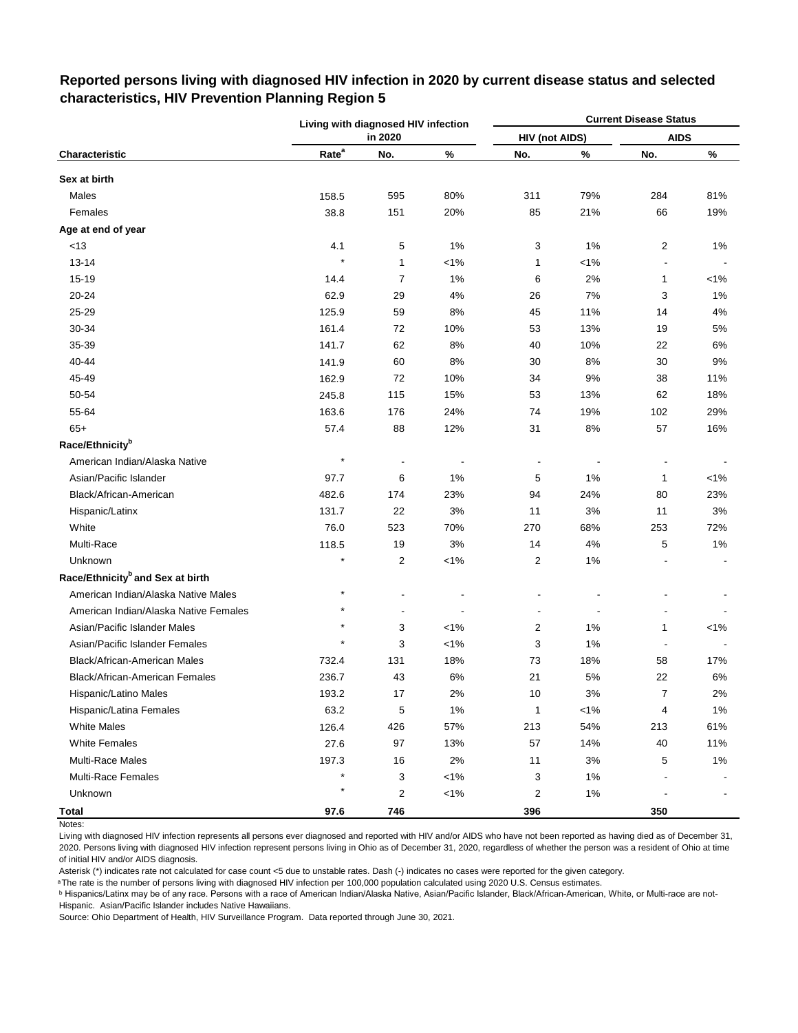## Reported persons living with diagnosed HIV infection in 2020 by current disease status and selected characteristics, HIV Prevention Planning Region 5

| Characteristic | Living with diagnosed HIV infection in 2020 | | | Current Disease Status | | | |
|---|---|---|---|---|---|---|---|
| | | | | HIV (not AIDS) | | AIDS | |
| | Rate[a] | No. | % | No. | % | No. | % |
| **Sex at birth** | | | | | | | |
| Males | 158.5 | 595 | 80% | 311 | 79% | 284 | 81% |
| Females | 38.8 | 151 | 20% | 85 | 21% | 66 | 19% |
| **Age at end of year** | | | | | | | |
| <13 | 4.1 | 5 | 1% | 3 | 1% | 2 | 1% |
| 13-14 | * | 1 | <1% | 1 | <1% | - | - |
| 15-19 | 14.4 | 7 | 1% | 6 | 2% | 1 | <1% |
| 20-24 | 62.9 | 29 | 4% | 26 | 7% | 3 | 1% |
| 25-29 | 125.9 | 59 | 8% | 45 | 11% | 14 | 4% |
| 30-34 | 161.4 | 72 | 10% | 53 | 13% | 19 | 5% |
| 35-39 | 141.7 | 62 | 8% | 40 | 10% | 22 | 6% |
| 40-44 | 141.9 | 60 | 8% | 30 | 8% | 30 | 9% |
| 45-49 | 162.9 | 72 | 10% | 34 | 9% | 38 | 11% |
| 50-54 | 245.8 | 115 | 15% | 53 | 13% | 62 | 18% |
| 55-64 | 163.6 | 176 | 24% | 74 | 19% | 102 | 29% |
| 65+ | 57.4 | 88 | 12% | 31 | 8% | 57 | 16% |
| **Race/Ethnicity[b]** | | | | | | | |
| American Indian/Alaska Native | * | - | - | - | - | - | - |
| Asian/Pacific Islander | 97.7 | 6 | 1% | 5 | 1% | 1 | <1% |
| Black/African-American | 482.6 | 174 | 23% | 94 | 24% | 80 | 23% |
| Hispanic/Latinx | 131.7 | 22 | 3% | 11 | 3% | 11 | 3% |
| White | 76.0 | 523 | 70% | 270 | 68% | 253 | 72% |
| Multi-Race | 118.5 | 19 | 3% | 14 | 4% | 5 | 1% |
| Unknown | * | 2 | <1% | 2 | 1% | - | - |
| **Race/Ethnicity[b] and Sex at birth** | | | | | | | |
| American Indian/Alaska Native Males | * | - | - | - | - | - | - |
| American Indian/Alaska Native Females | * | - | - | - | - | - | - |
| Asian/Pacific Islander Males | * | 3 | <1% | 2 | 1% | 1 | <1% |
| Asian/Pacific Islander Females | * | 3 | <1% | 3 | 1% | - | - |
| Black/African-American Males | 732.4 | 131 | 18% | 73 | 18% | 58 | 17% |
| Black/African-American Females | 236.7 | 43 | 6% | 21 | 5% | 22 | 6% |
| Hispanic/Latino Males | 193.2 | 17 | 2% | 10 | 3% | 7 | 2% |
| Hispanic/Latina Females | 63.2 | 5 | 1% | 1 | <1% | 4 | 1% |
| White Males | 126.4 | 426 | 57% | 213 | 54% | 213 | 61% |
| White Females | 27.6 | 97 | 13% | 57 | 14% | 40 | 11% |
| Multi-Race Males | 197.3 | 16 | 2% | 11 | 3% | 5 | 1% |
| Multi-Race Females | * | 3 | <1% | 3 | 1% | - | - |
| Unknown | * | 2 | <1% | 2 | 1% | - | - |
| **Total** | **97.6** | **746** | | **396** | | **350** | |

Notes:

Living with diagnosed HIV infection represents all persons ever diagnosed and reported with HIV and/or AIDS who have not been reported as having died as of December 31, 2020. Persons living with diagnosed HIV infection represent persons living in Ohio as of December 31, 2020, regardless of whether the person was a resident of Ohio at time of initial HIV and/or AIDS diagnosis.

Asterisk (*) indicates rate not calculated for case count <5 due to unstable rates. Dash (-) indicates no cases were reported for the given category.

[a] The rate is the number of persons living with diagnosed HIV infection per 100,000 population calculated using 2020 U.S. Census estimates.

[b] Hispanics/Latinx may be of any race. Persons with a race of American Indian/Alaska Native, Asian/Pacific Islander, Black/African-American, White, or Multi-race are not-Hispanic. Asian/Pacific Islander includes Native Hawaiians.

Source: Ohio Department of Health, HIV Surveillance Program. Data reported through June 30, 2021.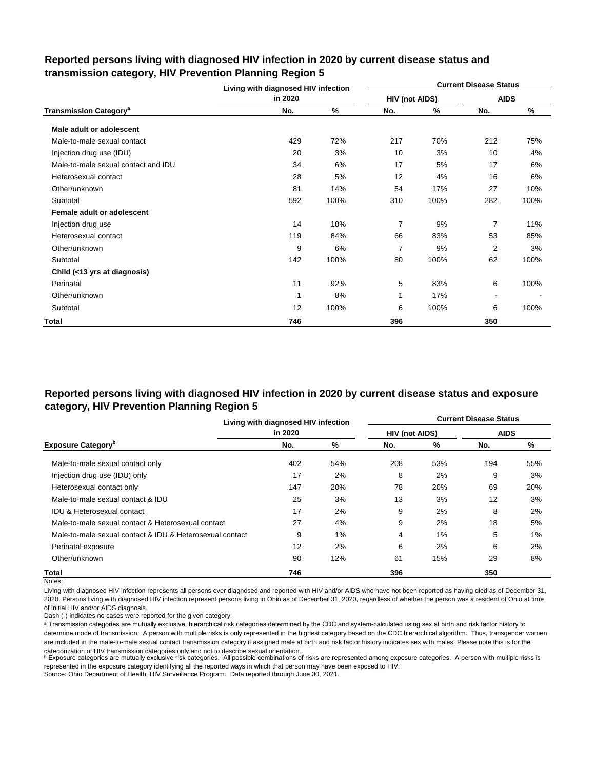## Reported persons living with diagnosed HIV infection in 2020 by current disease status and transmission category, HIV Prevention Planning Region 5

| Transmission Category[a] | Living with diagnosed HIV infection in 2020 | | Current Disease Status | | | |
|---|---|---|---|---|---|---|
| | | | HIV (not AIDS) | | AIDS | |
| | No. | % | No. | % | No. | % |
| **Male adult or adolescent** | | | | | | |
| Male-to-male sexual contact | 429 | 72% | 217 | 70% | 212 | 75% |
| Injection drug use (IDU) | 20 | 3% | 10 | 3% | 10 | 4% |
| Male-to-male sexual contact and IDU | 34 | 6% | 17 | 5% | 17 | 6% |
| Heterosexual contact | 28 | 5% | 12 | 4% | 16 | 6% |
| Other/unknown | 81 | 14% | 54 | 17% | 27 | 10% |
| Subtotal | 592 | 100% | 310 | 100% | 282 | 100% |
| **Female adult or adolescent** | | | | | | |
| Injection drug use | 14 | 10% | 7 | 9% | 7 | 11% |
| Heterosexual contact | 119 | 84% | 66 | 83% | 53 | 85% |
| Other/unknown | 9 | 6% | 7 | 9% | 2 | 3% |
| Subtotal | 142 | 100% | 80 | 100% | 62 | 100% |
| **Child (<13 yrs at diagnosis)** | | | | | | |
| Perinatal | 11 | 92% | 5 | 83% | 6 | 100% |
| Other/unknown | 1 | 8% | 1 | 17% | - | - |
| Subtotal | 12 | 100% | 6 | 100% | 6 | 100% |
| **Total** | **746** | | **396** | | **350** | |

## Reported persons living with diagnosed HIV infection in 2020 by current disease status and exposure category, HIV Prevention Planning Region 5

| Exposure Category[b] | Living with diagnosed HIV infection in 2020 | | Current Disease Status | | | |
|---|---|---|---|---|---|---|
| | | | HIV (not AIDS) | | AIDS | |
| | No. | % | No. | % | No. | % |
| Male-to-male sexual contact only | 402 | 54% | 208 | 53% | 194 | 55% |
| Injection drug use (IDU) only | 17 | 2% | 8 | 2% | 9 | 3% |
| Heterosexual contact only | 147 | 20% | 78 | 20% | 69 | 20% |
| Male-to-male sexual contact & IDU | 25 | 3% | 13 | 3% | 12 | 3% |
| IDU & Heterosexual contact | 17 | 2% | 9 | 2% | 8 | 2% |
| Male-to-male sexual contact & Heterosexual contact | 27 | 4% | 9 | 2% | 18 | 5% |
| Male-to-male sexual contact & IDU & Heterosexual contact | 9 | 1% | 4 | 1% | 5 | 1% |
| Perinatal exposure | 12 | 2% | 6 | 2% | 6 | 2% |
| Other/unknown | 90 | 12% | 61 | 15% | 29 | 8% |
| **Total** | **746** | | **396** | | **350** | |

Notes:

Living with diagnosed HIV infection represents all persons ever diagnosed and reported with HIV and/or AIDS who have not been reported as having died as of December 31, 2020. Persons living with diagnosed HIV infection represent persons living in Ohio as of December 31, 2020, regardless of whether the person was a resident of Ohio at time of initial HIV and/or AIDS diagnosis.

Dash (-) indicates no cases were reported for the given category.

[a] Transmission categories are mutually exclusive, hierarchical risk categories determined by the CDC and system-calculated using sex at birth and risk factor history to determine mode of transmission. A person with multiple risks is only represented in the highest category based on the CDC hierarchical algorithm. Thus, transgender women are included in the male-to-male sexual contact transmission category if assigned male at birth and risk factor history indicates sex with males. Please note this is for the categorization of HIV transmission categories only and not to describe sexual orientation.

[b] Exposure categories are mutually exclusive risk categories. All possible combinations of risks are represented among exposure categories. A person with multiple risks is represented in the exposure category identifying all the reported ways in which that person may have been exposed to HIV.

Source: Ohio Department of Health, HIV Surveillance Program. Data reported through June 30, 2021.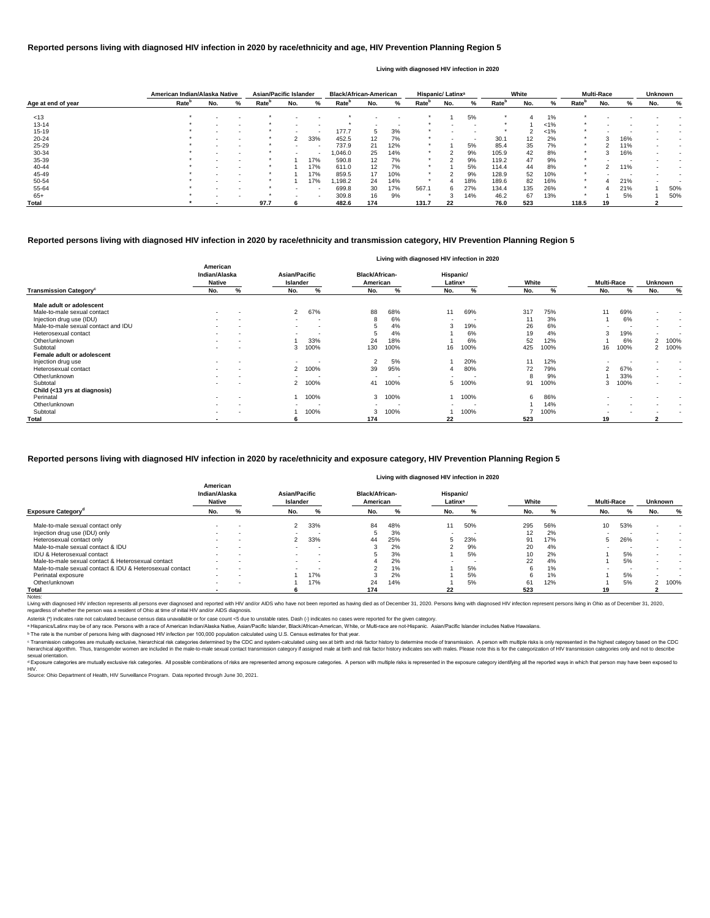## Reported persons living with diagnosed HIV infection in 2020 by race/ethnicity and age, HIV Prevention Planning Region 5

Living with diagnosed HIV infection in 2020

| Age at end of year | American Indian/Alaska Native | | | Asian/Pacific Islander | | | Black/African-American | | | Hispanic/ Latinx[a] | | | White | | | Multi-Race | | | Unknown | |
|---|---|---|---|---|---|---|---|---|---|---|---|---|---|---|---|---|---|---|---|---|
| | Rate[b] | No. | % | Rate[b] | No. | % | Rate[b] | No. | % | Rate[b] | No. | % | Rate[b] | No. | % | Rate[b] | No. | % | No. | % |
| <13 | * | - | - | * | - | - | * | - | - | * | 1 | 5% | * | 4 | 1% | * | - | - | - | - |
| 13-14 | * | - | - | * | - | - | * | - | - | * | - | - | * | 1 | <1% | * | - | - | - | - |
| 15-19 | * | - | - | * | - | - | 177.7 | 5 | 3% | * | - | - | * | 2 | <1% | * | - | - | - | - |
| 20-24 | * | - | - | * | 2 | 33% | 452.5 | 12 | 7% | * | - | - | 30.1 | 12 | 2% | * | 3 | 16% | - | - |
| 25-29 | * | - | - | * | - | - | 737.9 | 21 | 12% | * | 1 | 5% | 85.4 | 35 | 7% | * | 2 | 11% | - | - |
| 30-34 | * | - | - | * | - | - | 1,046.0 | 25 | 14% | * | 2 | 9% | 105.9 | 42 | 8% | * | 3 | 16% | - | - |
| 35-39 | * | - | - | * | 1 | 17% | 590.8 | 12 | 7% | * | 2 | 9% | 119.2 | 47 | 9% | * | - | - | - | - |
| 40-44 | * | - | - | * | 1 | 17% | 611.0 | 12 | 7% | * | 1 | 5% | 114.4 | 44 | 8% | * | 2 | 11% | - | - |
| 45-49 | * | - | - | * | 1 | 17% | 859.5 | 17 | 10% | * | 2 | 9% | 128.9 | 52 | 10% | * | - | - | - | - |
| 50-54 | * | - | - | * | 1 | 17% | 1,198.2 | 24 | 14% | * | 4 | 18% | 189.6 | 82 | 16% | * | 4 | 21% | - | - |
| 55-64 | * | - | - | * | - | - | 699.8 | 30 | 17% | 567.1 | 6 | 27% | 134.4 | 135 | 26% | * | 4 | 21% | 1 | 50% |
| 65+ | * | - | - | * | - | - | 309.8 | 16 | 9% | * | 3 | 14% | 46.2 | 67 | 13% | * | 1 | 5% | 1 | 50% |
| **Total** | * | - | | 97.7 | 6 | | 482.6 | 174 | | 131.7 | 22 | | 76.0 | 523 | | 118.5 | 19 | | 2 | |

## Reported persons living with diagnosed HIV infection in 2020 by race/ethnicity and transmission category, HIV Prevention Planning Region 5

Living with diagnosed HIV infection in 2020

| Transmission Category[c] | American Indian/Alaska Native | | Asian/Pacific Islander | | Black/African-American | | Hispanic/ Latinx[a] | | White | | Multi-Race | | Unknown | |
|---|---|---|---|---|---|---|---|---|---|---|---|---|---|---|
| | No. | % | No. | % | No. | % | No. | % | No. | % | No. | % | No. | % |
| **Male adult or adolescent** | | | | | | | | | | | | | | |
| Male-to-male sexual contact | - | - | 2 | 67% | 88 | 68% | 11 | 69% | 317 | 75% | 11 | 69% | - | - |
| Injection drug use (IDU) | - | - | - | - | 8 | 6% | - | - | 11 | 3% | 1 | 6% | - | - |
| Male-to-male sexual contact and IDU | - | - | - | - | 5 | 4% | 3 | 19% | 26 | 6% | - | - | - | - |
| Heterosexual contact | - | - | - | - | 5 | 4% | 1 | 6% | 19 | 4% | 3 | 19% | - | - |
| Other/unknown | - | - | 1 | 33% | 24 | 18% | 1 | 6% | 52 | 12% | 1 | 6% | 2 | 100% |
| Subtotal | - | - | 3 | 100% | 130 | 100% | 16 | 100% | 425 | 100% | 16 | 100% | 2 | 100% |
| **Female adult or adolescent** | | | | | | | | | | | | | | |
| Injection drug use | - | - | - | - | 2 | 5% | 1 | 20% | 11 | 12% | - | - | - | - |
| Heterosexual contact | - | - | 2 | 100% | 39 | 95% | 4 | 80% | 72 | 79% | 2 | 67% | - | - |
| Other/unknown | - | - | - | - | - | - | - | - | 8 | 9% | 1 | 33% | - | - |
| Subtotal | - | - | 2 | 100% | 41 | 100% | 5 | 100% | 91 | 100% | 3 | 100% | - | - |
| **Child (<13 yrs at diagnosis)** | | | | | | | | | | | | | | |
| Perinatal | - | - | 1 | 100% | 3 | 100% | 1 | 100% | 6 | 86% | - | - | - | - |
| Other/unknown | - | - | - | - | - | - | - | - | 1 | 14% | - | - | - | - |
| Subtotal | - | - | 1 | 100% | 3 | 100% | 1 | 100% | 7 | 100% | - | - | - | - |
| **Total** | - | | 6 | | 174 | | 22 | | 523 | | 19 | | 2 | |

## Reported persons living with diagnosed HIV infection in 2020 by race/ethnicity and exposure category, HIV Prevention Planning Region 5

Living with diagnosed HIV infection in 2020

| Exposure Category[d] | American Indian/Alaska Native | | Asian/Pacific Islander | | Black/African-American | | Hispanic/ Latinx[a] | | White | | Multi-Race | | Unknown | |
|---|---|---|---|---|---|---|---|---|---|---|---|---|---|---|
| | No. | % | No. | % | No. | % | No. | % | No. | % | No. | % | No. | % |
| Male-to-male sexual contact only | - | - | 2 | 33% | 84 | 48% | 11 | 50% | 295 | 56% | 10 | 53% | - | - |
| Injection drug use (IDU) only | - | - | - | - | 5 | 3% | - | - | 12 | 2% | - | - | - | - |
| Heterosexual contact only | - | - | 2 | 33% | 44 | 25% | 5 | 23% | 91 | 17% | 5 | 26% | - | - |
| Male-to-male sexual contact & IDU | - | - | - | - | 3 | 2% | 2 | 9% | 20 | 4% | - | - | - | - |
| IDU & Heterosexual contact | - | - | - | - | 5 | 3% | 1 | 5% | 10 | 2% | 1 | 5% | - | - |
| Male-to-male sexual contact & Heterosexual contact | - | - | - | - | 4 | 2% | - | - | 22 | 4% | 1 | 5% | - | - |
| Male-to-male sexual contact & IDU & Heterosexual contact | - | - | - | - | 2 | 1% | 1 | 5% | 6 | 1% | - | - | - | - |
| Perinatal exposure | - | - | 1 | 17% | 3 | 2% | 1 | 5% | 6 | 1% | 1 | 5% | - | - |
| Other/unknown | - | - | 1 | 17% | 24 | 14% | 1 | 5% | 61 | 12% | 1 | 5% | 2 | 100% |
| **Total** | - | | 6 | | 174 | | 22 | | 523 | | 19 | | 2 | |

Notes:

Living with diagnosed HIV infection represents all persons ever diagnosed and reported with HIV and/or AIDS who have not been reported as having died as of December 31, 2020. Persons living with diagnosed HIV infection represent persons living in Ohio as of December 31, 2020, regardless of whether the person was a resident of Ohio at time of initial HIV and/or AIDS diagnosis.

Asterisk (*) indicates rate not calculated because census data unavailable or for case count <5 due to unstable rates. Dash (-) indicates no cases were reported for the given category.

[a] Hispanics/Latinx may be of any race. Persons with a race of American Indian/Alaska Native, Asian/Pacific Islander, Black/African-American, White, or Multi-race are not-Hispanic. Asian/Pacific Islander includes Native Hawaiians.

[b] The rate is the number of persons living with diagnosed HIV infection per 100,000 population calculated using U.S. Census estimates for that year.

[c] Transmission categories are mutually exclusive, hierarchical risk categories determined by the CDC and system-calculated using sex at birth and risk factor history to determine mode of transmission. A person with multiple risks is only represented in the highest category based on the CDC hierarchical algorithm. Thus, transgender women are included in the male-to-male sexual contact transmission category if assigned male at birth and risk factor history indicates sex with males. Please note this is for the categorization of HIV transmission categories only and not to describe sexual orientation.

[d] Exposure categories are mutually exclusive risk categories. All possible combinations of risks are represented among exposure categories. A person with multiple risks is represented in the exposure category identifying all the reported ways in which that person may have been exposed to HIV.

Source: Ohio Department of Health, HIV Surveillance Program. Data reported through June 30, 2021.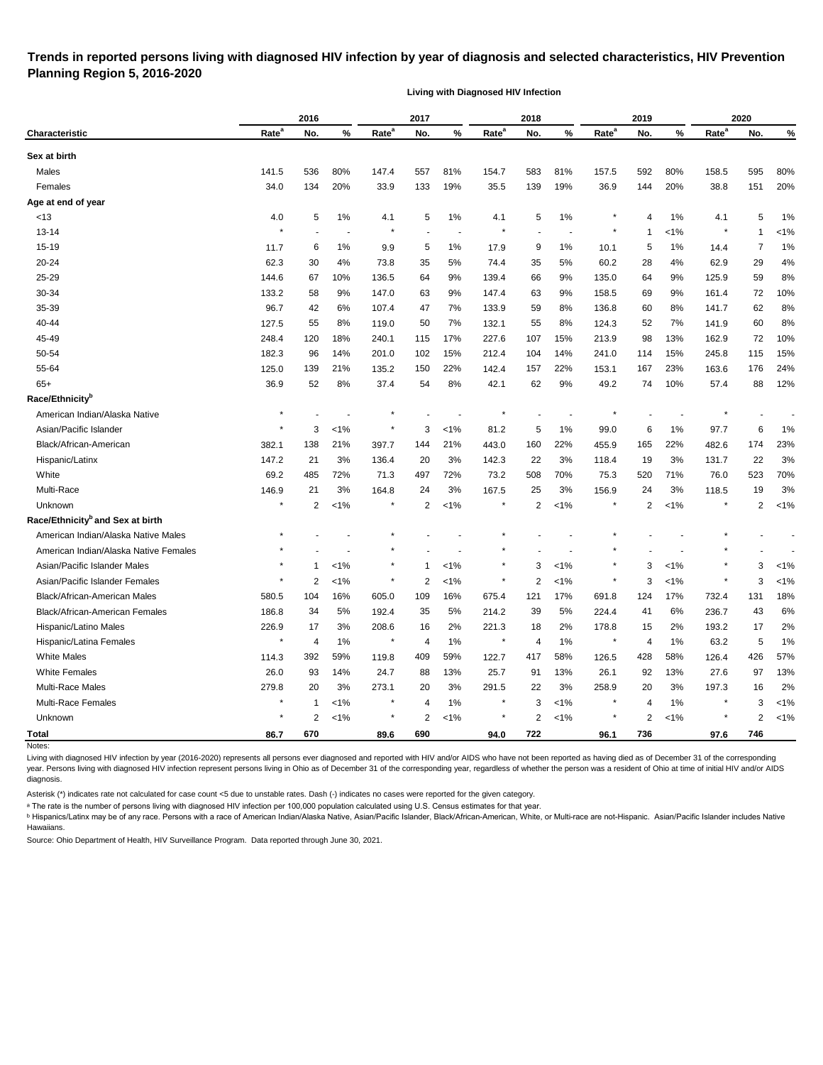# Trends in reported persons living with diagnosed HIV infection by year of diagnosis and selected characteristics, HIV Prevention Planning Region 5, 2016-2020

**Living with Diagnosed HIV Infection**

| Characteristic | 2016 | | | 2017 | | | 2018 | | | 2019 | | | 2020 | | |
|---|---|---|---|---|---|---|---|---|---|---|---|---|---|---|---|
| | Rate[a] | No. | % | Rate[a] | No. | % | Rate[a] | No. | % | Rate[a] | No. | % | Rate[a] | No. | % |
| **Sex at birth** | | | | | | | | | | | | | | | |
| Males | 141.5 | 536 | 80% | 147.4 | 557 | 81% | 154.7 | 583 | 81% | 157.5 | 592 | 80% | 158.5 | 595 | 80% |
| Females | 34.0 | 134 | 20% | 33.9 | 133 | 19% | 35.5 | 139 | 19% | 36.9 | 144 | 20% | 38.8 | 151 | 20% |
| **Age at end of year** | | | | | | | | | | | | | | | |
| <13 | 4.0 | 5 | 1% | 4.1 | 5 | 1% | 4.1 | 5 | 1% | * | 4 | 1% | 4.1 | 5 | 1% |
| 13-14 | * | - | - | * | - | - | * | - | - | * | 1 | <1% | * | 1 | <1% |
| 15-19 | 11.7 | 6 | 1% | 9.9 | 5 | 1% | 17.9 | 9 | 1% | 10.1 | 5 | 1% | 14.4 | 7 | 1% |
| 20-24 | 62.3 | 30 | 4% | 73.8 | 35 | 5% | 74.4 | 35 | 5% | 60.2 | 28 | 4% | 62.9 | 29 | 4% |
| 25-29 | 144.6 | 67 | 10% | 136.5 | 64 | 9% | 139.4 | 66 | 9% | 135.0 | 64 | 9% | 125.9 | 59 | 8% |
| 30-34 | 133.2 | 58 | 9% | 147.0 | 63 | 9% | 147.4 | 63 | 9% | 158.5 | 69 | 9% | 161.4 | 72 | 10% |
| 35-39 | 96.7 | 42 | 6% | 107.4 | 47 | 7% | 133.9 | 59 | 8% | 136.8 | 60 | 8% | 141.7 | 62 | 8% |
| 40-44 | 127.5 | 55 | 8% | 119.0 | 50 | 7% | 132.1 | 55 | 8% | 124.3 | 52 | 7% | 141.9 | 60 | 8% |
| 45-49 | 248.4 | 120 | 18% | 240.1 | 115 | 17% | 227.6 | 107 | 15% | 213.9 | 98 | 13% | 162.9 | 72 | 10% |
| 50-54 | 182.3 | 96 | 14% | 201.0 | 102 | 15% | 212.4 | 104 | 14% | 241.0 | 114 | 15% | 245.8 | 115 | 15% |
| 55-64 | 125.0 | 139 | 21% | 135.2 | 150 | 22% | 142.4 | 157 | 22% | 153.1 | 167 | 23% | 163.6 | 176 | 24% |
| 65+ | 36.9 | 52 | 8% | 37.4 | 54 | 8% | 42.1 | 62 | 9% | 49.2 | 74 | 10% | 57.4 | 88 | 12% |
| **Race/Ethnicity[b]** | | | | | | | | | | | | | | | |
| American Indian/Alaska Native | * | - | - | * | - | - | * | - | - | * | - | - | * | - | - |
| Asian/Pacific Islander | * | 3 | <1% | * | 3 | <1% | 81.2 | 5 | 1% | 99.0 | 6 | 1% | 97.7 | 6 | 1% |
| Black/African-American | 382.1 | 138 | 21% | 397.7 | 144 | 21% | 443.0 | 160 | 22% | 455.9 | 165 | 22% | 482.6 | 174 | 23% |
| Hispanic/Latinx | 147.2 | 21 | 3% | 136.4 | 20 | 3% | 142.3 | 22 | 3% | 118.4 | 19 | 3% | 131.7 | 22 | 3% |
| White | 69.2 | 485 | 72% | 71.3 | 497 | 72% | 73.2 | 508 | 70% | 75.3 | 520 | 71% | 76.0 | 523 | 70% |
| Multi-Race | 146.9 | 21 | 3% | 164.8 | 24 | 3% | 167.5 | 25 | 3% | 156.9 | 24 | 3% | 118.5 | 19 | 3% |
| Unknown | * | 2 | <1% | * | 2 | <1% | * | 2 | <1% | * | 2 | <1% | * | 2 | <1% |
| **Race/Ethnicity[b] and Sex at birth** | | | | | | | | | | | | | | | |
| American Indian/Alaska Native Males | * | - | - | * | - | - | * | - | - | * | - | - | * | - | - |
| American Indian/Alaska Native Females | * | - | - | * | - | - | * | - | - | * | - | - | * | - | - |
| Asian/Pacific Islander Males | * | 1 | <1% | * | 1 | <1% | * | 3 | <1% | * | 3 | <1% | * | 3 | <1% |
| Asian/Pacific Islander Females | * | 2 | <1% | * | 2 | <1% | * | 2 | <1% | * | 3 | <1% | * | 3 | <1% |
| Black/African-American Males | 580.5 | 104 | 16% | 605.0 | 109 | 16% | 675.4 | 121 | 17% | 691.8 | 124 | 17% | 732.4 | 131 | 18% |
| Black/African-American Females | 186.8 | 34 | 5% | 192.4 | 35 | 5% | 214.2 | 39 | 5% | 224.4 | 41 | 6% | 236.7 | 43 | 6% |
| Hispanic/Latino Males | 226.9 | 17 | 3% | 208.6 | 16 | 2% | 221.3 | 18 | 2% | 178.8 | 15 | 2% | 193.2 | 17 | 2% |
| Hispanic/Latina Females | * | 4 | 1% | * | 4 | 1% | * | 4 | 1% | * | 4 | 1% | 63.2 | 5 | 1% |
| White Males | 114.3 | 392 | 59% | 119.8 | 409 | 59% | 122.7 | 417 | 58% | 126.5 | 428 | 58% | 126.4 | 426 | 57% |
| White Females | 26.0 | 93 | 14% | 24.7 | 88 | 13% | 25.7 | 91 | 13% | 26.1 | 92 | 13% | 27.6 | 97 | 13% |
| Multi-Race Males | 279.8 | 20 | 3% | 273.1 | 20 | 3% | 291.5 | 22 | 3% | 258.9 | 20 | 3% | 197.3 | 16 | 2% |
| Multi-Race Females | * | 1 | <1% | * | 4 | 1% | * | 3 | <1% | * | 4 | 1% | * | 3 | <1% |
| Unknown | * | 2 | <1% | * | 2 | <1% | * | 2 | <1% | * | 2 | <1% | * | 2 | <1% |
| **Total** | **86.7** | **670** | | **89.6** | **690** | | **94.0** | **722** | | **96.1** | **736** | | **97.6** | **746** | |

Notes:

Living with diagnosed HIV infection by year (2016-2020) represents all persons ever diagnosed and reported with HIV and/or AIDS who have not been reported as having died as of December 31 of the corresponding year. Persons living with diagnosed HIV infection represent persons living in Ohio as of December 31 of the corresponding year, regardless of whether the person was a resident of Ohio at time of initial HIV and/or AIDS diagnosis.

Asterisk (*) indicates rate not calculated for case count <5 due to unstable rates. Dash (-) indicates no cases were reported for the given category.

[a] The rate is the number of persons living with diagnosed HIV infection per 100,000 population calculated using U.S. Census estimates for that year.

[b] Hispanics/Latinx may be of any race. Persons with a race of American Indian/Alaska Native, Asian/Pacific Islander, Black/African-American, White, or Multi-race are not-Hispanic. Asian/Pacific Islander includes Native Hawaiians.

Source: Ohio Department of Health, HIV Surveillance Program. Data reported through June 30, 2021.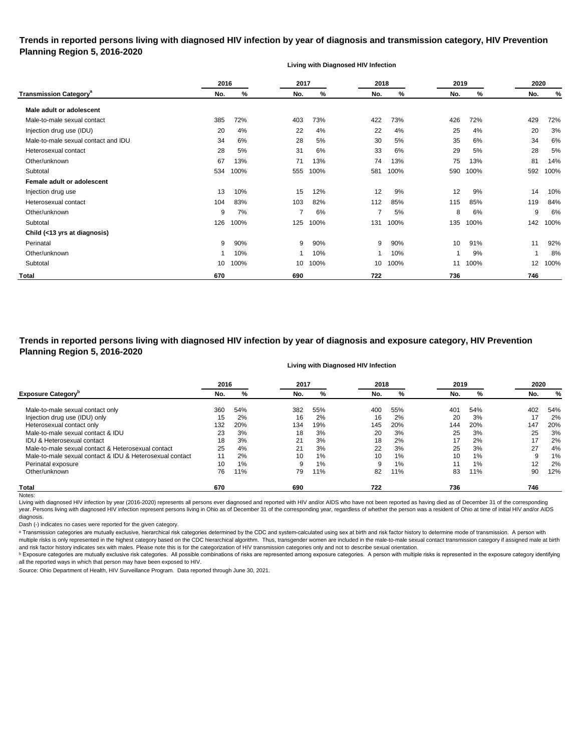## Trends in reported persons living with diagnosed HIV infection by year of diagnosis and transmission category, HIV Prevention Planning Region 5, 2016-2020

**Living with Diagnosed HIV Infection**

| Transmission Category[a] | 2016 No. | 2016 % | 2017 No. | 2017 % | 2018 No. | 2018 % | 2019 No. | 2019 % | 2020 No. | 2020 % |
|---|---|---|---|---|---|---|---|---|---|---|
| **Male adult or adolescent** | | | | | | | | | | |
| Male-to-male sexual contact | 385 | 72% | 403 | 73% | 422 | 73% | 426 | 72% | 429 | 72% |
| Injection drug use (IDU) | 20 | 4% | 22 | 4% | 22 | 4% | 25 | 4% | 20 | 3% |
| Male-to-male sexual contact and IDU | 34 | 6% | 28 | 5% | 30 | 5% | 35 | 6% | 34 | 6% |
| Heterosexual contact | 28 | 5% | 31 | 6% | 33 | 6% | 29 | 5% | 28 | 5% |
| Other/unknown | 67 | 13% | 71 | 13% | 74 | 13% | 75 | 13% | 81 | 14% |
| Subtotal | 534 | 100% | 555 | 100% | 581 | 100% | 590 | 100% | 592 | 100% |
| **Female adult or adolescent** | | | | | | | | | | |
| Injection drug use | 13 | 10% | 15 | 12% | 12 | 9% | 12 | 9% | 14 | 10% |
| Heterosexual contact | 104 | 83% | 103 | 82% | 112 | 85% | 115 | 85% | 119 | 84% |
| Other/unknown | 9 | 7% | 7 | 6% | 7 | 5% | 8 | 6% | 9 | 6% |
| Subtotal | 126 | 100% | 125 | 100% | 131 | 100% | 135 | 100% | 142 | 100% |
| **Child (<13 yrs at diagnosis)** | | | | | | | | | | |
| Perinatal | 9 | 90% | 9 | 90% | 9 | 90% | 10 | 91% | 11 | 92% |
| Other/unknown | 1 | 10% | 1 | 10% | 1 | 10% | 1 | 9% | 1 | 8% |
| Subtotal | 10 | 100% | 10 | 100% | 10 | 100% | 11 | 100% | 12 | 100% |
| **Total** | **670** | | **690** | | **722** | | **736** | | **746** | |

## Trends in reported persons living with diagnosed HIV infection by year of diagnosis and exposure category, HIV Prevention Planning Region 5, 2016-2020

**Living with Diagnosed HIV Infection**

| Exposure Category[b] | 2016 No. | 2016 % | 2017 No. | 2017 % | 2018 No. | 2018 % | 2019 No. | 2019 % | 2020 No. | 2020 % |
|---|---|---|---|---|---|---|---|---|---|---|
| Male-to-male sexual contact only | 360 | 54% | 382 | 55% | 400 | 55% | 401 | 54% | 402 | 54% |
| Injection drug use (IDU) only | 15 | 2% | 16 | 2% | 16 | 2% | 20 | 3% | 17 | 2% |
| Heterosexual contact only | 132 | 20% | 134 | 19% | 145 | 20% | 144 | 20% | 147 | 20% |
| Male-to-male sexual contact & IDU | 23 | 3% | 18 | 3% | 20 | 3% | 25 | 3% | 25 | 3% |
| IDU & Heterosexual contact | 18 | 3% | 21 | 3% | 18 | 2% | 17 | 2% | 17 | 2% |
| Male-to-male sexual contact & Heterosexual contact | 25 | 4% | 21 | 3% | 22 | 3% | 25 | 3% | 27 | 4% |
| Male-to-male sexual contact & IDU & Heterosexual contact | 11 | 2% | 10 | 1% | 10 | 1% | 10 | 1% | 9 | 1% |
| Perinatal exposure | 10 | 1% | 9 | 1% | 9 | 1% | 11 | 1% | 12 | 2% |
| Other/unknown | 76 | 11% | 79 | 11% | 82 | 11% | 83 | 11% | 90 | 12% |
| **Total** | **670** | | **690** | | **722** | | **736** | | **746** | |

Notes:

Living with diagnosed HIV infection by year (2016-2020) represents all persons ever diagnosed and reported with HIV and/or AIDS who have not been reported as having died as of December 31 of the corresponding year. Persons living with diagnosed HIV infection represent persons living in Ohio as of December 31 of the corresponding year, regardless of whether the person was a resident of Ohio at time of initial HIV and/or AIDS diagnosis.

Dash (-) indicates no cases were reported for the given category.

[a] Transmission categories are mutually exclusive, hierarchical risk categories determined by the CDC and system-calculated using sex at birth and risk factor history to determine mode of transmission. A person with multiple risks is only represented in the highest category based on the CDC hierarchical algorithm. Thus, transgender women are included in the male-to-male sexual contact transmission category if assigned male at birth and risk factor history indicates sex with males. Please note this is for the categorization of HIV transmission categories only and not to describe sexual orientation.

[b] Exposure categories are mutually exclusive risk categories. All possible combinations of risks are represented among exposure categories. A person with multiple risks is represented in the exposure category identifying all the reported ways in which that person may have been exposed to HIV.

Source: Ohio Department of Health, HIV Surveillance Program. Data reported through June 30, 2021.